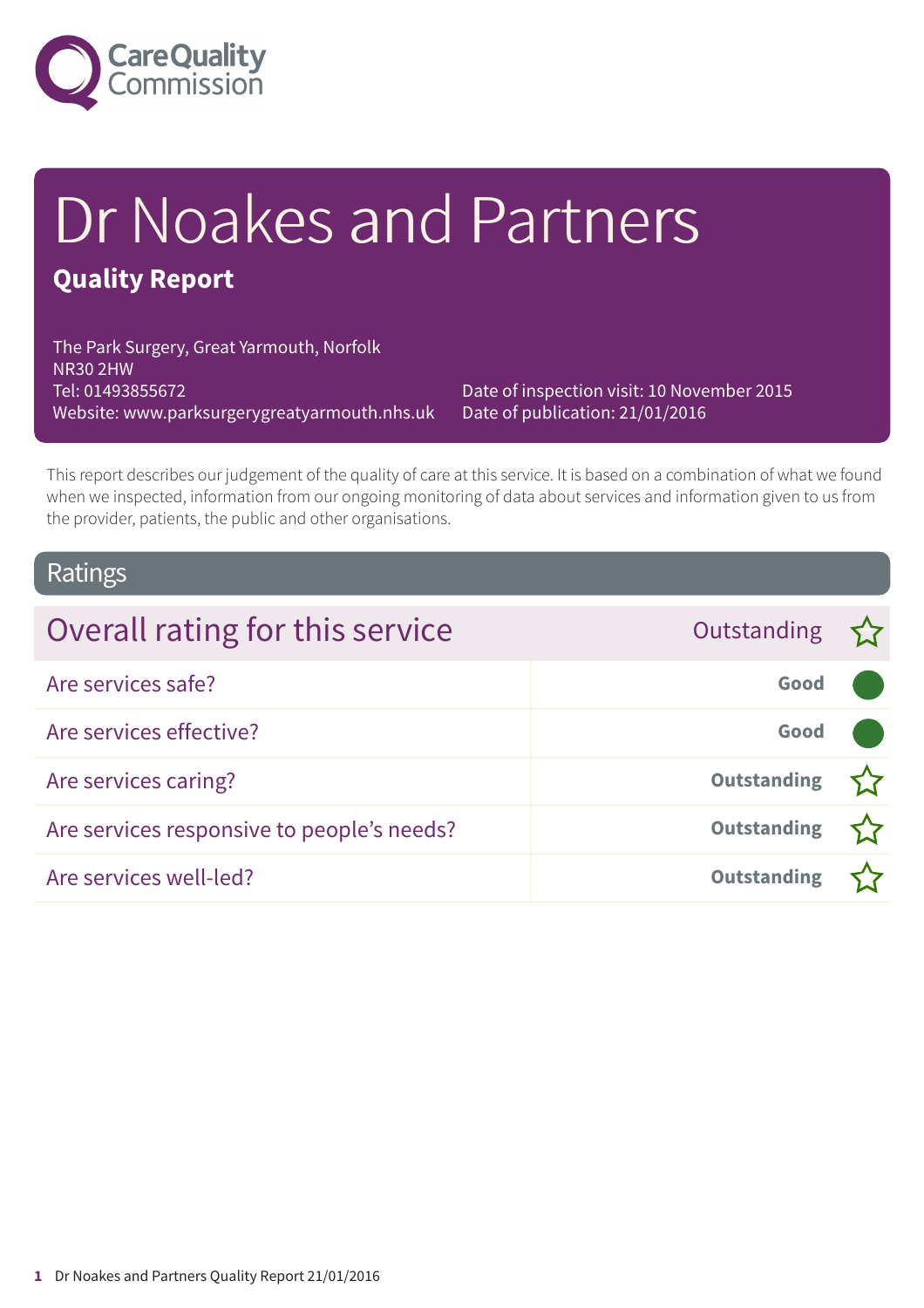Care Quality Commission

# Dr Noakes and Partners

## Quality Report

The Park Surgery, Great Yarmouth, Norfolk
NR30 2HW
Tel: 01493855672
Website: www.parksurgerygreatyarmouth.nhs.uk

Date of inspection visit: 10 November 2015
Date of publication: 21/01/2016

This report describes our judgement of the quality of care at this service. It is based on a combination of what we found when we inspected, information from our ongoing monitoring of data about services and information given to us from the provider, patients, the public and other organisations.

## Ratings

| Overall rating for this service | Outstanding ☆ |
|---|---|
| Are services safe? | **Good** ● |
| Are services effective? | **Good** ● |
| Are services caring? | **Outstanding** ☆ |
| Are services responsive to people's needs? | **Outstanding** ☆ |
| Are services well-led? | **Outstanding** ☆ |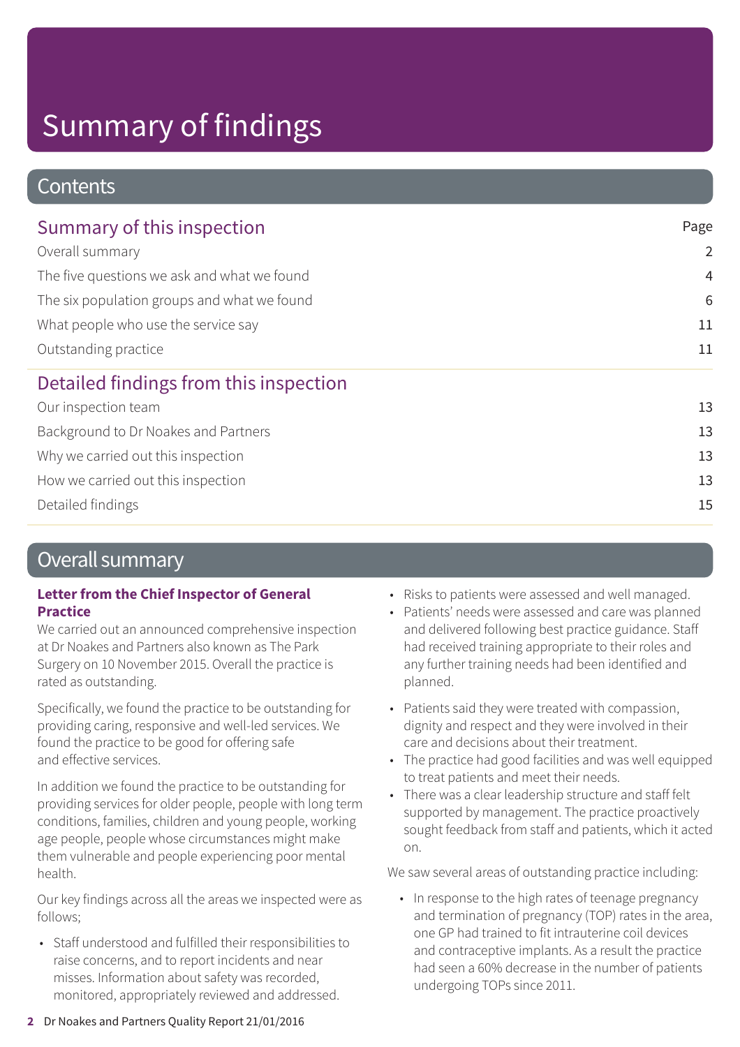# Summary of findings

## Contents

### Summary of this inspection

| | Page |
|---|---|
| Overall summary | 2 |
| The five questions we ask and what we found | 4 |
| The six population groups and what we found | 6 |
| What people who use the service say | 11 |
| Outstanding practice | 11 |

### Detailed findings from this inspection

| | |
|---|---|
| Our inspection team | 13 |
| Background to Dr Noakes and Partners | 13 |
| Why we carried out this inspection | 13 |
| How we carried out this inspection | 13 |
| Detailed findings | 15 |

## Overall summary

**Letter from the Chief Inspector of General Practice**

We carried out an announced comprehensive inspection at Dr Noakes and Partners also known as The Park Surgery on 10 November 2015. Overall the practice is rated as outstanding.

Specifically, we found the practice to be outstanding for providing caring, responsive and well-led services. We found the practice to be good for offering safe and effective services.

In addition we found the practice to be outstanding for providing services for older people, people with long term conditions, families, children and young people, working age people, people whose circumstances might make them vulnerable and people experiencing poor mental health.

Our key findings across all the areas we inspected were as follows;

- Staff understood and fulfilled their responsibilities to raise concerns, and to report incidents and near misses. Information about safety was recorded, monitored, appropriately reviewed and addressed.
- Risks to patients were assessed and well managed.
- Patients' needs were assessed and care was planned and delivered following best practice guidance. Staff had received training appropriate to their roles and any further training needs had been identified and planned.
- Patients said they were treated with compassion, dignity and respect and they were involved in their care and decisions about their treatment.
- The practice had good facilities and was well equipped to treat patients and meet their needs.
- There was a clear leadership structure and staff felt supported by management. The practice proactively sought feedback from staff and patients, which it acted on.

We saw several areas of outstanding practice including:

- In response to the high rates of teenage pregnancy and termination of pregnancy (TOP) rates in the area, one GP had trained to fit intrauterine coil devices and contraceptive implants. As a result the practice had seen a 60% decrease in the number of patients undergoing TOPs since 2011.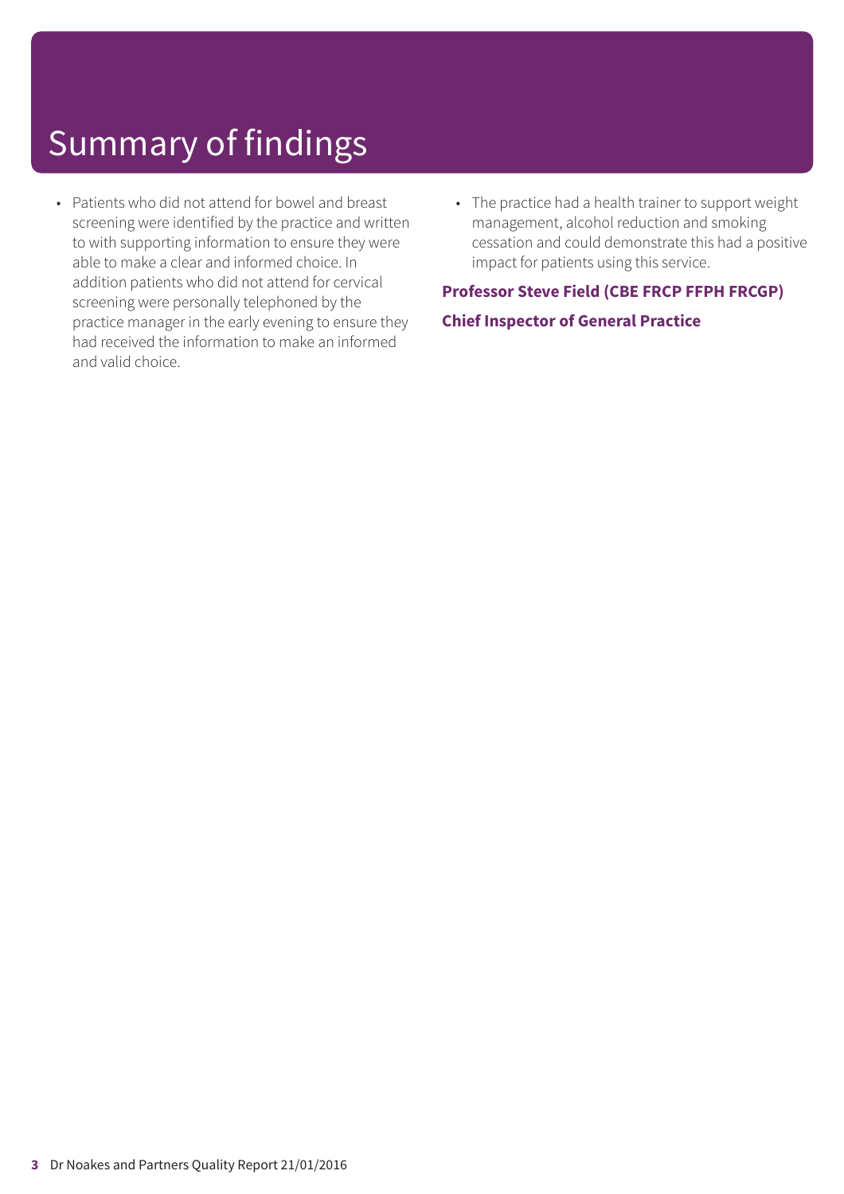# Summary of findings

- Patients who did not attend for bowel and breast screening were identified by the practice and written to with supporting information to ensure they were able to make a clear and informed choice. In addition patients who did not attend for cervical screening were personally telephoned by the practice manager in the early evening to ensure they had received the information to make an informed and valid choice.
- The practice had a health trainer to support weight management, alcohol reduction and smoking cessation and could demonstrate this had a positive impact for patients using this service.

**Professor Steve Field (CBE FRCP FFPH FRCGP)**

**Chief Inspector of General Practice**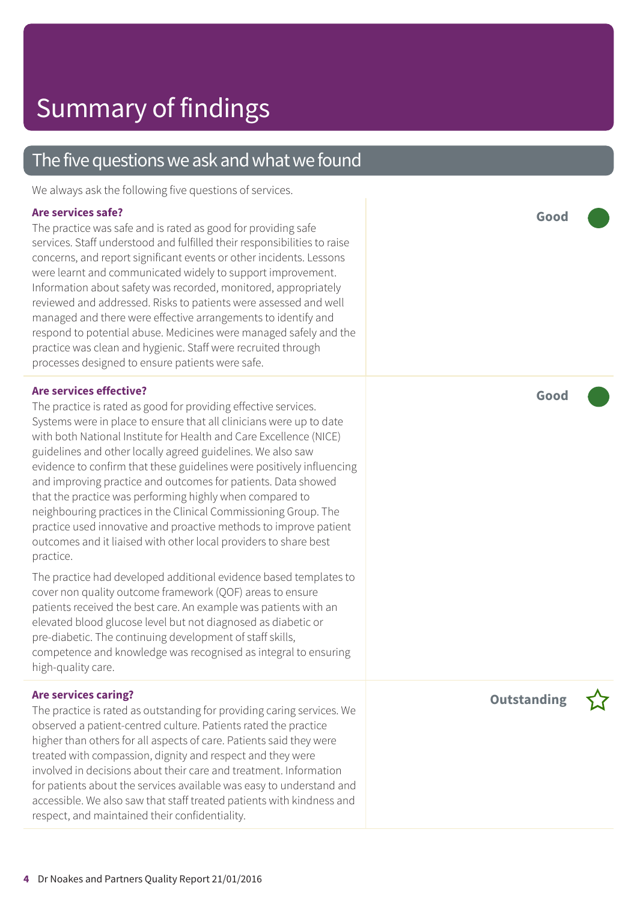# Summary of findings

## The five questions we ask and what we found

We always ask the following five questions of services.

### Are services safe?

**Good**

The practice was safe and is rated as good for providing safe services. Staff understood and fulfilled their responsibilities to raise concerns, and report significant events or other incidents. Lessons were learnt and communicated widely to support improvement. Information about safety was recorded, monitored, appropriately reviewed and addressed. Risks to patients were assessed and well managed and there were effective arrangements to identify and respond to potential abuse. Medicines were managed safely and the practice was clean and hygienic. Staff were recruited through processes designed to ensure patients were safe.

### Are services effective?

**Good**

The practice is rated as good for providing effective services. Systems were in place to ensure that all clinicians were up to date with both National Institute for Health and Care Excellence (NICE) guidelines and other locally agreed guidelines. We also saw evidence to confirm that these guidelines were positively influencing and improving practice and outcomes for patients. Data showed that the practice was performing highly when compared to neighbouring practices in the Clinical Commissioning Group. The practice used innovative and proactive methods to improve patient outcomes and it liaised with other local providers to share best practice.

The practice had developed additional evidence based templates to cover non quality outcome framework (QOF) areas to ensure patients received the best care. An example was patients with an elevated blood glucose level but not diagnosed as diabetic or pre-diabetic. The continuing development of staff skills, competence and knowledge was recognised as integral to ensuring high-quality care.

### Are services caring?

**Outstanding** ☆

The practice is rated as outstanding for providing caring services. We observed a patient-centred culture. Patients rated the practice higher than others for all aspects of care. Patients said they were treated with compassion, dignity and respect and they were involved in decisions about their care and treatment. Information for patients about the services available was easy to understand and accessible. We also saw that staff treated patients with kindness and respect, and maintained their confidentiality.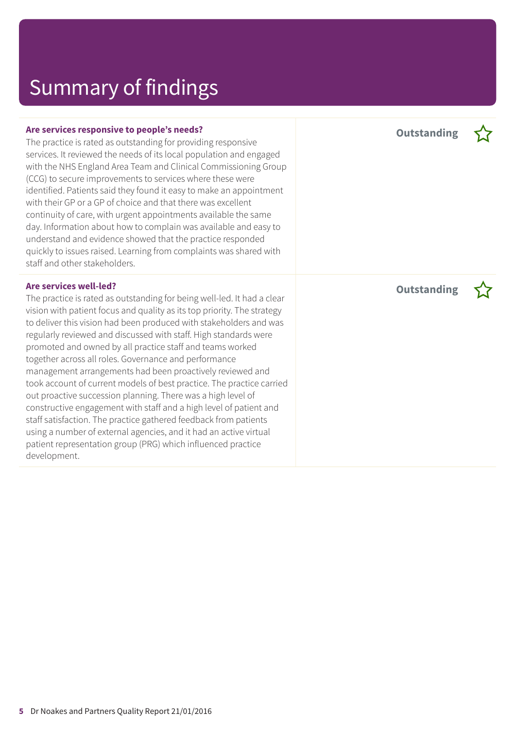# Summary of findings

### Are services responsive to people's needs?

**Outstanding**

The practice is rated as outstanding for providing responsive services. It reviewed the needs of its local population and engaged with the NHS England Area Team and Clinical Commissioning Group (CCG) to secure improvements to services where these were identified. Patients said they found it easy to make an appointment with their GP or a GP of choice and that there was excellent continuity of care, with urgent appointments available the same day. Information about how to complain was available and easy to understand and evidence showed that the practice responded quickly to issues raised. Learning from complaints was shared with staff and other stakeholders.

### Are services well-led?

**Outstanding**

The practice is rated as outstanding for being well-led. It had a clear vision with patient focus and quality as its top priority. The strategy to deliver this vision had been produced with stakeholders and was regularly reviewed and discussed with staff. High standards were promoted and owned by all practice staff and teams worked together across all roles. Governance and performance management arrangements had been proactively reviewed and took account of current models of best practice. The practice carried out proactive succession planning. There was a high level of constructive engagement with staff and a high level of patient and staff satisfaction. The practice gathered feedback from patients using a number of external agencies, and it had an active virtual patient representation group (PRG) which influenced practice development.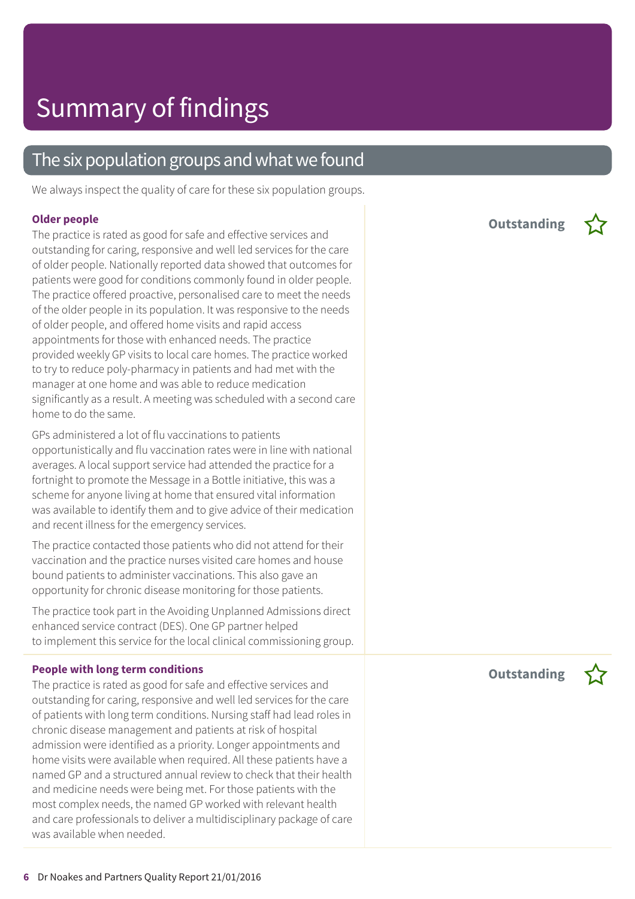# Summary of findings

## The six population groups and what we found

We always inspect the quality of care for these six population groups.

### Older people

**Outstanding** ☆

The practice is rated as good for safe and effective services and outstanding for caring, responsive and well led services for the care of older people. Nationally reported data showed that outcomes for patients were good for conditions commonly found in older people. The practice offered proactive, personalised care to meet the needs of the older people in its population. It was responsive to the needs of older people, and offered home visits and rapid access appointments for those with enhanced needs. The practice provided weekly GP visits to local care homes. The practice worked to try to reduce poly-pharmacy in patients and had met with the manager at one home and was able to reduce medication significantly as a result. A meeting was scheduled with a second care home to do the same.

GPs administered a lot of flu vaccinations to patients opportunistically and flu vaccination rates were in line with national averages. A local support service had attended the practice for a fortnight to promote the Message in a Bottle initiative, this was a scheme for anyone living at home that ensured vital information was available to identify them and to give advice of their medication and recent illness for the emergency services.

The practice contacted those patients who did not attend for their vaccination and the practice nurses visited care homes and house bound patients to administer vaccinations. This also gave an opportunity for chronic disease monitoring for those patients.

The practice took part in the Avoiding Unplanned Admissions direct enhanced service contract (DES). One GP partner helped to implement this service for the local clinical commissioning group.

### People with long term conditions

**Outstanding** ☆

The practice is rated as good for safe and effective services and outstanding for caring, responsive and well led services for the care of patients with long term conditions. Nursing staff had lead roles in chronic disease management and patients at risk of hospital admission were identified as a priority. Longer appointments and home visits were available when required. All these patients have a named GP and a structured annual review to check that their health and medicine needs were being met. For those patients with the most complex needs, the named GP worked with relevant health and care professionals to deliver a multidisciplinary package of care was available when needed.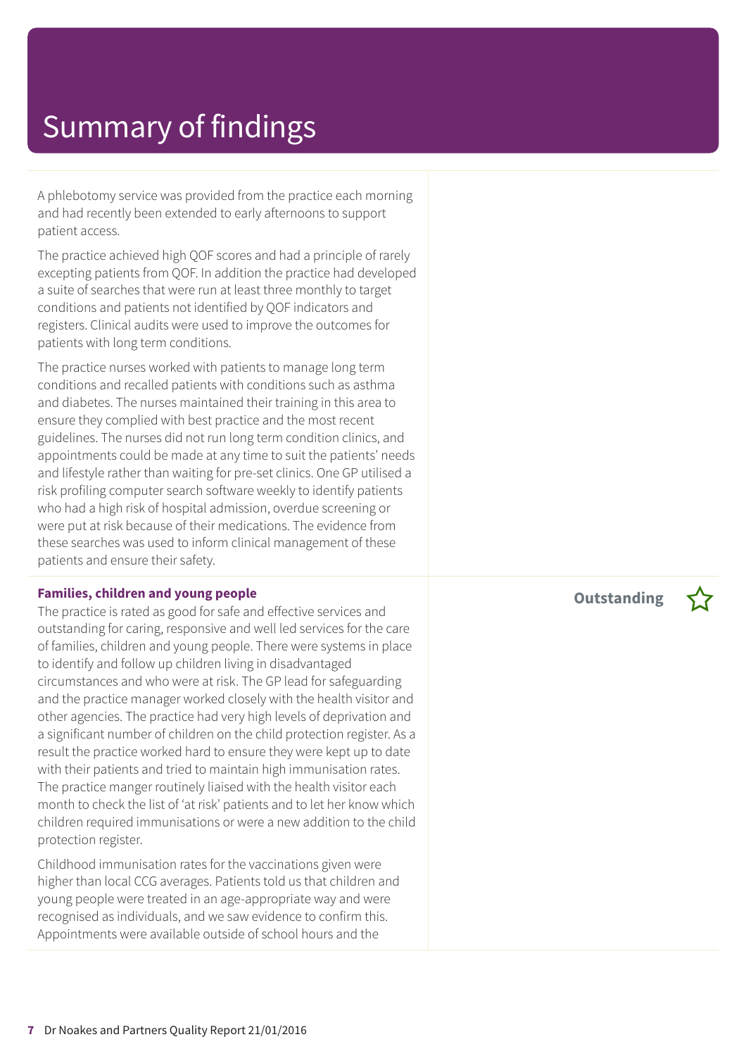# Summary of findings

A phlebotomy service was provided from the practice each morning and had recently been extended to early afternoons to support patient access.

The practice achieved high QOF scores and had a principle of rarely excepting patients from QOF. In addition the practice had developed a suite of searches that were run at least three monthly to target conditions and patients not identified by QOF indicators and registers. Clinical audits were used to improve the outcomes for patients with long term conditions.

The practice nurses worked with patients to manage long term conditions and recalled patients with conditions such as asthma and diabetes. The nurses maintained their training in this area to ensure they complied with best practice and the most recent guidelines. The nurses did not run long term condition clinics, and appointments could be made at any time to suit the patients' needs and lifestyle rather than waiting for pre-set clinics. One GP utilised a risk profiling computer search software weekly to identify patients who had a high risk of hospital admission, overdue screening or were put at risk because of their medications. The evidence from these searches was used to inform clinical management of these patients and ensure their safety.

**Families, children and young people** — **Outstanding** ☆

The practice is rated as good for safe and effective services and outstanding for caring, responsive and well led services for the care of families, children and young people. There were systems in place to identify and follow up children living in disadvantaged circumstances and who were at risk. The GP lead for safeguarding and the practice manager worked closely with the health visitor and other agencies. The practice had very high levels of deprivation and a significant number of children on the child protection register. As a result the practice worked hard to ensure they were kept up to date with their patients and tried to maintain high immunisation rates. The practice manger routinely liaised with the health visitor each month to check the list of 'at risk' patients and to let her know which children required immunisations or were a new addition to the child protection register.

Childhood immunisation rates for the vaccinations given were higher than local CCG averages. Patients told us that children and young people were treated in an age-appropriate way and were recognised as individuals, and we saw evidence to confirm this. Appointments were available outside of school hours and the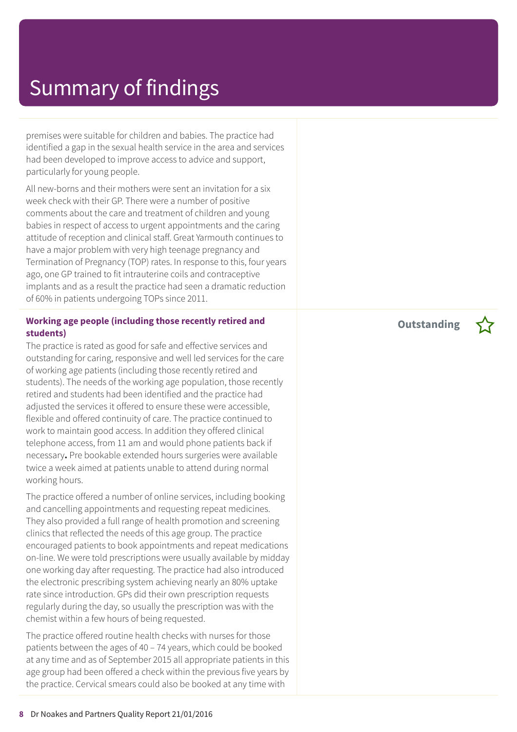# Summary of findings

premises were suitable for children and babies. The practice had identified a gap in the sexual health service in the area and services had been developed to improve access to advice and support, particularly for young people.

All new-borns and their mothers were sent an invitation for a six week check with their GP. There were a number of positive comments about the care and treatment of children and young babies in respect of access to urgent appointments and the caring attitude of reception and clinical staff. Great Yarmouth continues to have a major problem with very high teenage pregnancy and Termination of Pregnancy (TOP) rates. In response to this, four years ago, one GP trained to fit intrauterine coils and contraceptive implants and as a result the practice had seen a dramatic reduction of 60% in patients undergoing TOPs since 2011.

**Working age people (including those recently retired and students)**

**Outstanding** ☆

The practice is rated as good for safe and effective services and outstanding for caring, responsive and well led services for the care of working age patients (including those recently retired and students). The needs of the working age population, those recently retired and students had been identified and the practice had adjusted the services it offered to ensure these were accessible, flexible and offered continuity of care. The practice continued to work to maintain good access. In addition they offered clinical telephone access, from 11 am and would phone patients back if necessary**.** Pre bookable extended hours surgeries were available twice a week aimed at patients unable to attend during normal working hours.

The practice offered a number of online services, including booking and cancelling appointments and requesting repeat medicines. They also provided a full range of health promotion and screening clinics that reflected the needs of this age group. The practice encouraged patients to book appointments and repeat medications on-line. We were told prescriptions were usually available by midday one working day after requesting. The practice had also introduced the electronic prescribing system achieving nearly an 80% uptake rate since introduction. GPs did their own prescription requests regularly during the day, so usually the prescription was with the chemist within a few hours of being requested.

The practice offered routine health checks with nurses for those patients between the ages of 40 – 74 years, which could be booked at any time and as of September 2015 all appropriate patients in this age group had been offered a check within the previous five years by the practice. Cervical smears could also be booked at any time with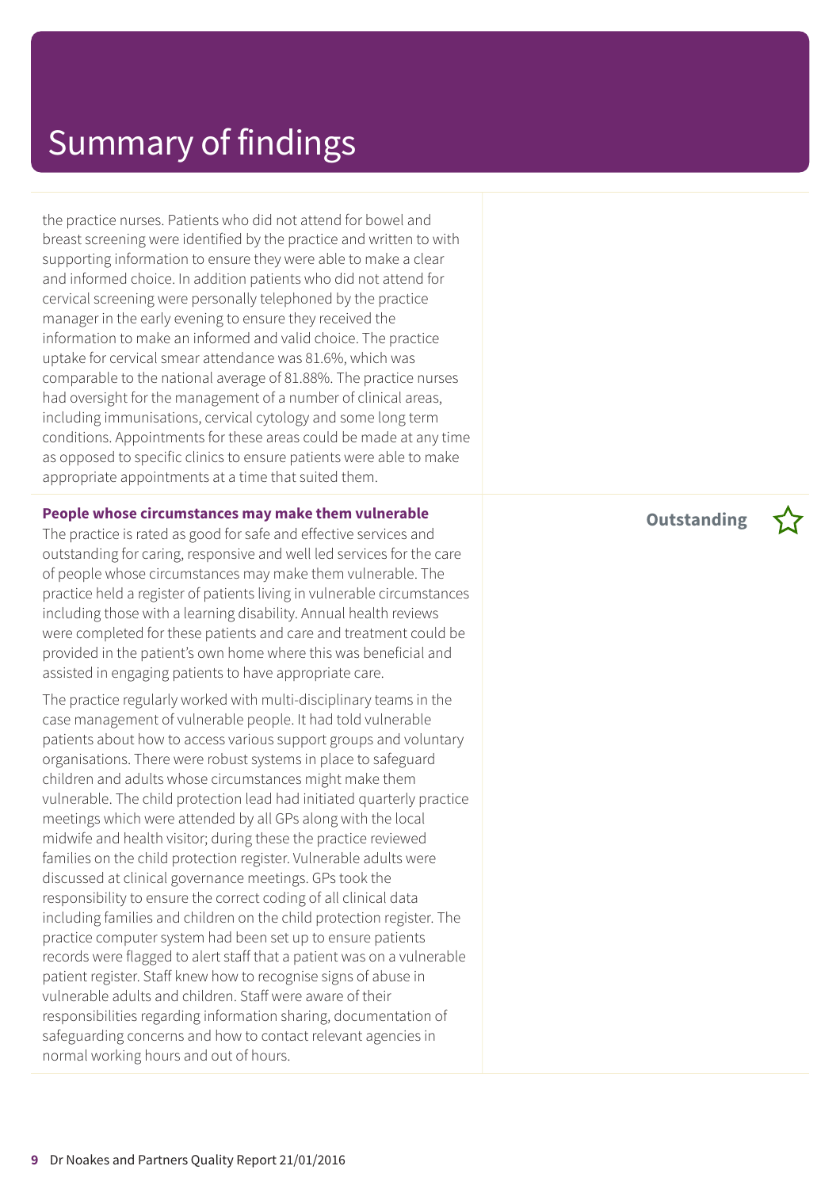# Summary of findings

the practice nurses. Patients who did not attend for bowel and breast screening were identified by the practice and written to with supporting information to ensure they were able to make a clear and informed choice. In addition patients who did not attend for cervical screening were personally telephoned by the practice manager in the early evening to ensure they received the information to make an informed and valid choice. The practice uptake for cervical smear attendance was 81.6%, which was comparable to the national average of 81.88%. The practice nurses had oversight for the management of a number of clinical areas, including immunisations, cervical cytology and some long term conditions. Appointments for these areas could be made at any time as opposed to specific clinics to ensure patients were able to make appropriate appointments at a time that suited them.

**People whose circumstances may make them vulnerable**

**Outstanding** ☆

The practice is rated as good for safe and effective services and outstanding for caring, responsive and well led services for the care of people whose circumstances may make them vulnerable. The practice held a register of patients living in vulnerable circumstances including those with a learning disability. Annual health reviews were completed for these patients and care and treatment could be provided in the patient's own home where this was beneficial and assisted in engaging patients to have appropriate care.

The practice regularly worked with multi-disciplinary teams in the case management of vulnerable people. It had told vulnerable patients about how to access various support groups and voluntary organisations. There were robust systems in place to safeguard children and adults whose circumstances might make them vulnerable. The child protection lead had initiated quarterly practice meetings which were attended by all GPs along with the local midwife and health visitor; during these the practice reviewed families on the child protection register. Vulnerable adults were discussed at clinical governance meetings. GPs took the responsibility to ensure the correct coding of all clinical data including families and children on the child protection register. The practice computer system had been set up to ensure patients records were flagged to alert staff that a patient was on a vulnerable patient register. Staff knew how to recognise signs of abuse in vulnerable adults and children. Staff were aware of their responsibilities regarding information sharing, documentation of safeguarding concerns and how to contact relevant agencies in normal working hours and out of hours.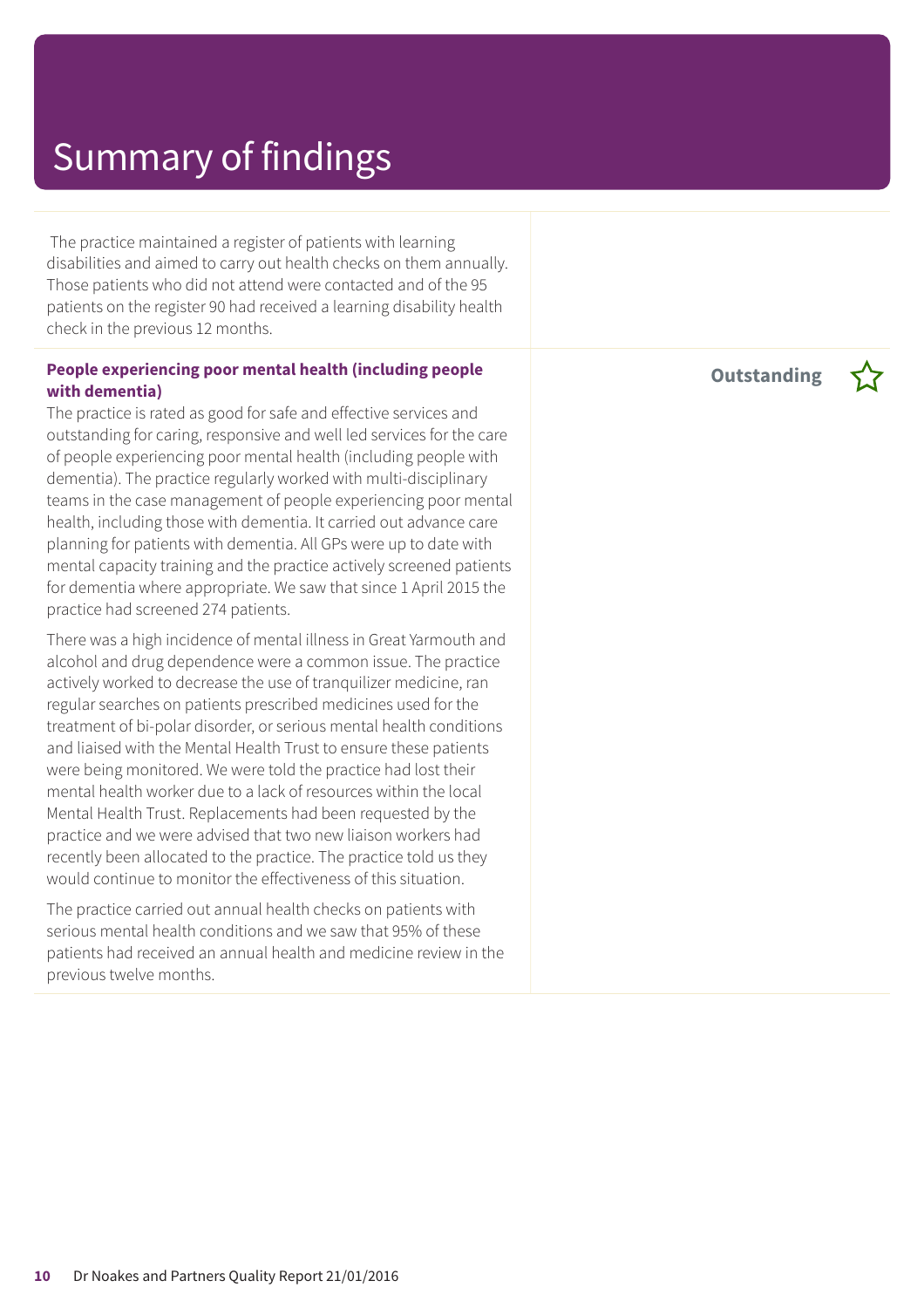# Summary of findings

The practice maintained a register of patients with learning disabilities and aimed to carry out health checks on them annually. Those patients who did not attend were contacted and of the 95 patients on the register 90 had received a learning disability health check in the previous 12 months.

**People experiencing poor mental health (including people with dementia)**

**Outstanding** ☆

The practice is rated as good for safe and effective services and outstanding for caring, responsive and well led services for the care of people experiencing poor mental health (including people with dementia). The practice regularly worked with multi-disciplinary teams in the case management of people experiencing poor mental health, including those with dementia. It carried out advance care planning for patients with dementia. All GPs were up to date with mental capacity training and the practice actively screened patients for dementia where appropriate. We saw that since 1 April 2015 the practice had screened 274 patients.

There was a high incidence of mental illness in Great Yarmouth and alcohol and drug dependence were a common issue. The practice actively worked to decrease the use of tranquilizer medicine, ran regular searches on patients prescribed medicines used for the treatment of bi-polar disorder, or serious mental health conditions and liaised with the Mental Health Trust to ensure these patients were being monitored. We were told the practice had lost their mental health worker due to a lack of resources within the local Mental Health Trust. Replacements had been requested by the practice and we were advised that two new liaison workers had recently been allocated to the practice. The practice told us they would continue to monitor the effectiveness of this situation.

The practice carried out annual health checks on patients with serious mental health conditions and we saw that 95% of these patients had received an annual health and medicine review in the previous twelve months.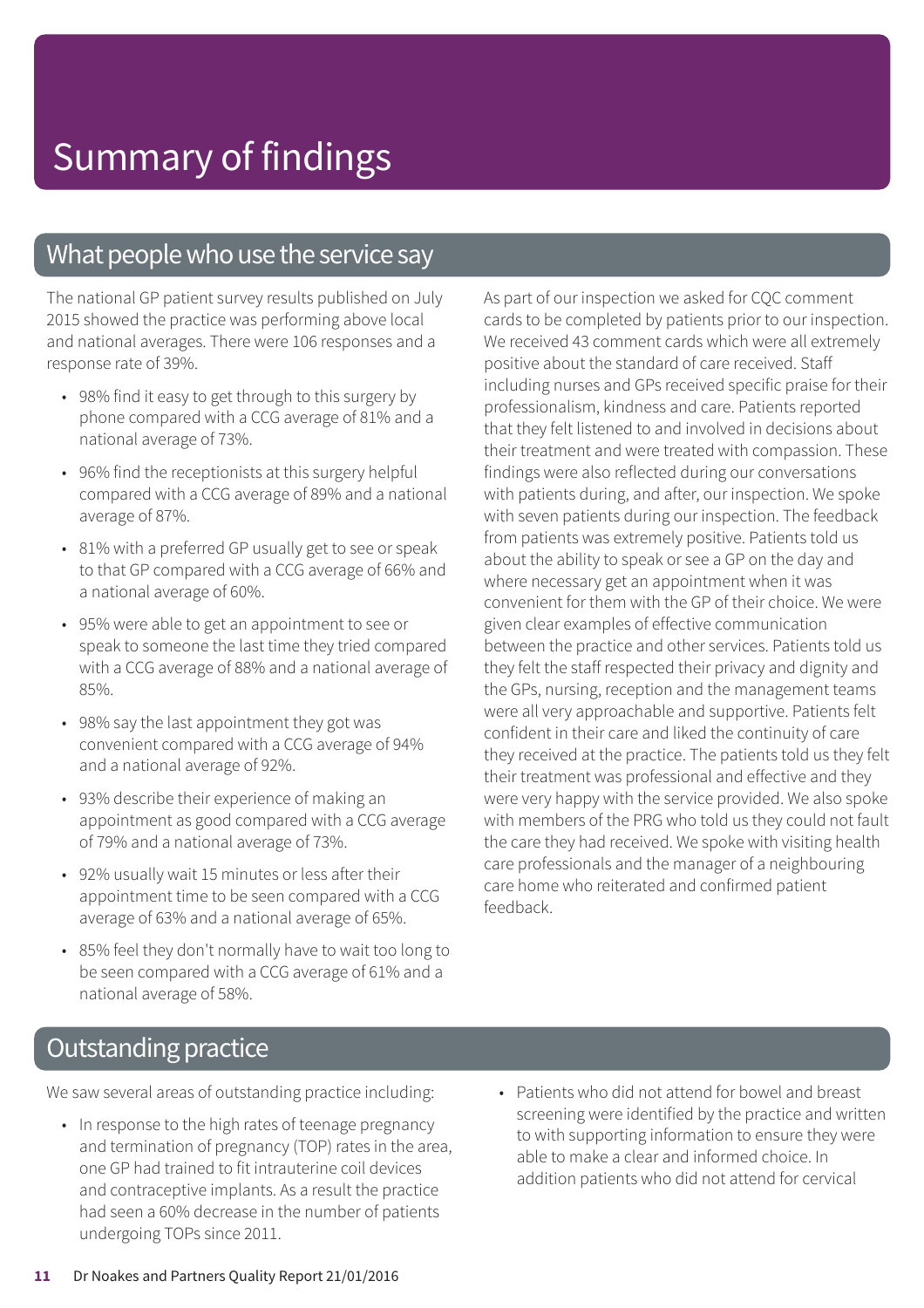# Summary of findings

## What people who use the service say

The national GP patient survey results published on July 2015 showed the practice was performing above local and national averages. There were 106 responses and a response rate of 39%.

- 98% find it easy to get through to this surgery by phone compared with a CCG average of 81% and a national average of 73%.
- 96% find the receptionists at this surgery helpful compared with a CCG average of 89% and a national average of 87%.
- 81% with a preferred GP usually get to see or speak to that GP compared with a CCG average of 66% and a national average of 60%.
- 95% were able to get an appointment to see or speak to someone the last time they tried compared with a CCG average of 88% and a national average of 85%.
- 98% say the last appointment they got was convenient compared with a CCG average of 94% and a national average of 92%.
- 93% describe their experience of making an appointment as good compared with a CCG average of 79% and a national average of 73%.
- 92% usually wait 15 minutes or less after their appointment time to be seen compared with a CCG average of 63% and a national average of 65%.
- 85% feel they don't normally have to wait too long to be seen compared with a CCG average of 61% and a national average of 58%.

As part of our inspection we asked for CQC comment cards to be completed by patients prior to our inspection. We received 43 comment cards which were all extremely positive about the standard of care received. Staff including nurses and GPs received specific praise for their professionalism, kindness and care. Patients reported that they felt listened to and involved in decisions about their treatment and were treated with compassion. These findings were also reflected during our conversations with patients during, and after, our inspection. We spoke with seven patients during our inspection. The feedback from patients was extremely positive. Patients told us about the ability to speak or see a GP on the day and where necessary get an appointment when it was convenient for them with the GP of their choice. We were given clear examples of effective communication between the practice and other services. Patients told us they felt the staff respected their privacy and dignity and the GPs, nursing, reception and the management teams were all very approachable and supportive. Patients felt confident in their care and liked the continuity of care they received at the practice. The patients told us they felt their treatment was professional and effective and they were very happy with the service provided. We also spoke with members of the PRG who told us they could not fault the care they had received. We spoke with visiting health care professionals and the manager of a neighbouring care home who reiterated and confirmed patient feedback.

## Outstanding practice

We saw several areas of outstanding practice including:

- In response to the high rates of teenage pregnancy and termination of pregnancy (TOP) rates in the area, one GP had trained to fit intrauterine coil devices and contraceptive implants. As a result the practice had seen a 60% decrease in the number of patients undergoing TOPs since 2011.
- Patients who did not attend for bowel and breast screening were identified by the practice and written to with supporting information to ensure they were able to make a clear and informed choice. In addition patients who did not attend for cervical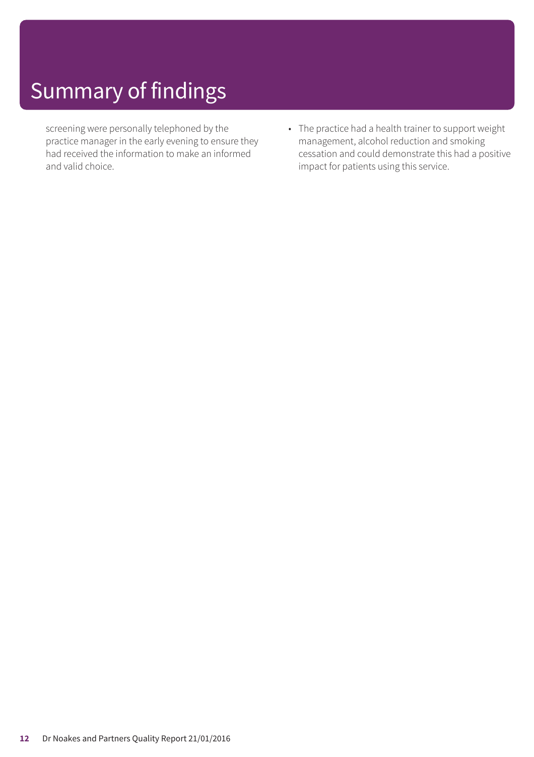# Summary of findings

screening were personally telephoned by the practice manager in the early evening to ensure they had received the information to make an informed and valid choice.

- The practice had a health trainer to support weight management, alcohol reduction and smoking cessation and could demonstrate this had a positive impact for patients using this service.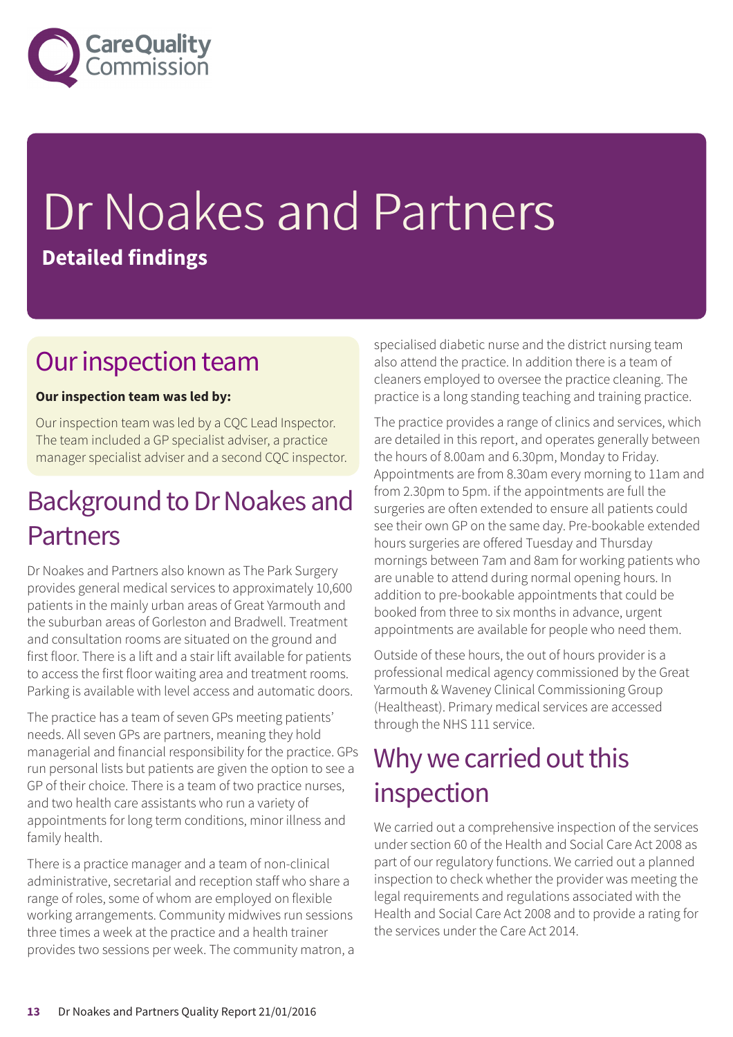# Dr Noakes and Partners

**Detailed findings**

## Our inspection team

**Our inspection team was led by:**

Our inspection team was led by a CQC Lead Inspector. The team included a GP specialist adviser, a practice manager specialist adviser and a second CQC inspector.

## Background to Dr Noakes and Partners

Dr Noakes and Partners also known as The Park Surgery provides general medical services to approximately 10,600 patients in the mainly urban areas of Great Yarmouth and the suburban areas of Gorleston and Bradwell. Treatment and consultation rooms are situated on the ground and first floor. There is a lift and a stair lift available for patients to access the first floor waiting area and treatment rooms. Parking is available with level access and automatic doors.

The practice has a team of seven GPs meeting patients' needs. All seven GPs are partners, meaning they hold managerial and financial responsibility for the practice. GPs run personal lists but patients are given the option to see a GP of their choice. There is a team of two practice nurses, and two health care assistants who run a variety of appointments for long term conditions, minor illness and family health.

There is a practice manager and a team of non-clinical administrative, secretarial and reception staff who share a range of roles, some of whom are employed on flexible working arrangements. Community midwives run sessions three times a week at the practice and a health trainer provides two sessions per week. The community matron, a specialised diabetic nurse and the district nursing team also attend the practice. In addition there is a team of cleaners employed to oversee the practice cleaning. The practice is a long standing teaching and training practice.

The practice provides a range of clinics and services, which are detailed in this report, and operates generally between the hours of 8.00am and 6.30pm, Monday to Friday. Appointments are from 8.30am every morning to 11am and from 2.30pm to 5pm. if the appointments are full the surgeries are often extended to ensure all patients could see their own GP on the same day. Pre-bookable extended hours surgeries are offered Tuesday and Thursday mornings between 7am and 8am for working patients who are unable to attend during normal opening hours. In addition to pre-bookable appointments that could be booked from three to six months in advance, urgent appointments are available for people who need them.

Outside of these hours, the out of hours provider is a professional medical agency commissioned by the Great Yarmouth & Waveney Clinical Commissioning Group (Healtheast). Primary medical services are accessed through the NHS 111 service.

## Why we carried out this inspection

We carried out a comprehensive inspection of the services under section 60 of the Health and Social Care Act 2008 as part of our regulatory functions. We carried out a planned inspection to check whether the provider was meeting the legal requirements and regulations associated with the Health and Social Care Act 2008 and to provide a rating for the services under the Care Act 2014.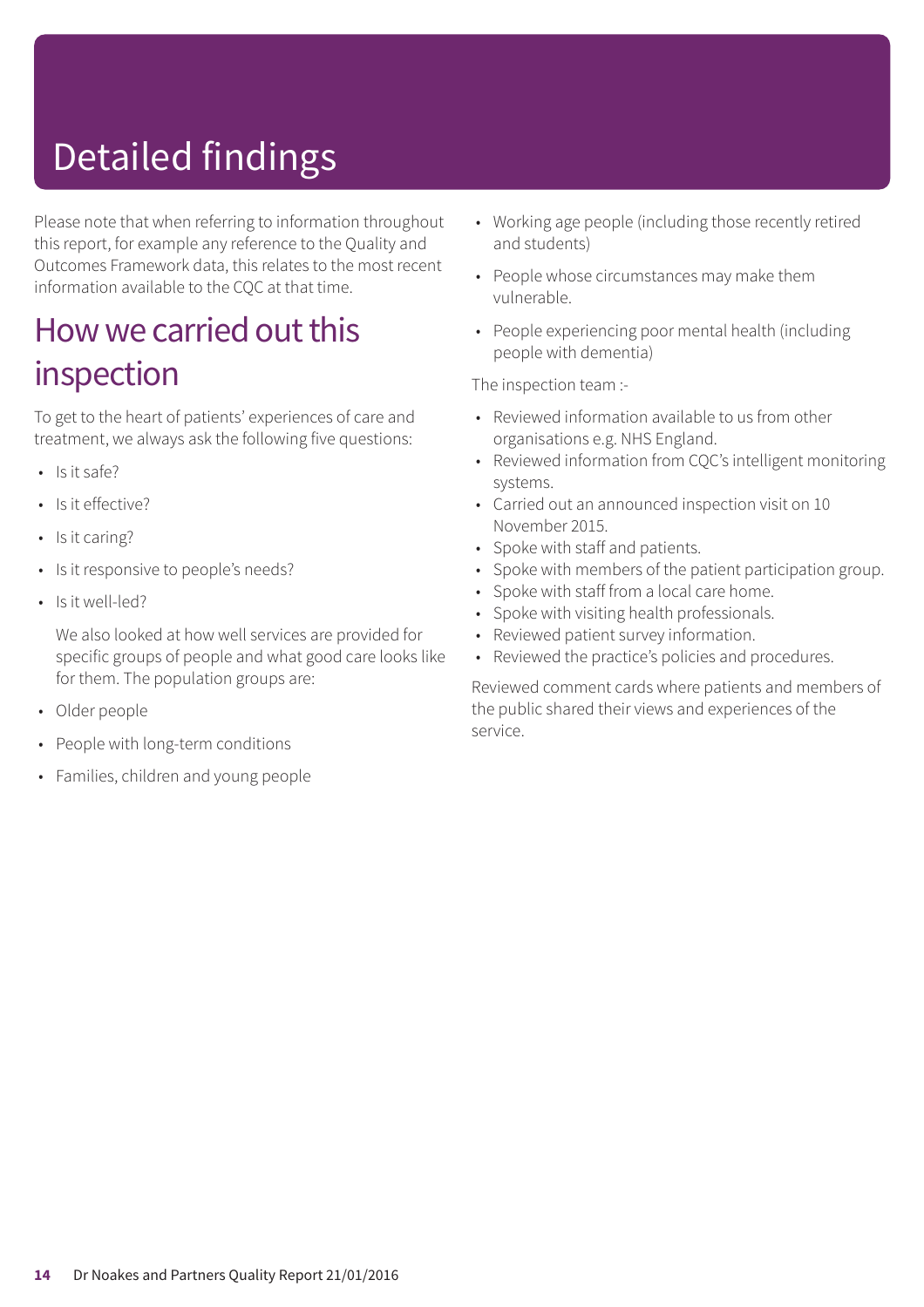# Detailed findings

Please note that when referring to information throughout this report, for example any reference to the Quality and Outcomes Framework data, this relates to the most recent information available to the CQC at that time.

## How we carried out this inspection

To get to the heart of patients' experiences of care and treatment, we always ask the following five questions:

- Is it safe?
- Is it effective?
- Is it caring?
- Is it responsive to people's needs?
- Is it well-led?

  We also looked at how well services are provided for specific groups of people and what good care looks like for them. The population groups are:

- Older people
- People with long-term conditions
- Families, children and young people
- Working age people (including those recently retired and students)
- People whose circumstances may make them vulnerable.
- People experiencing poor mental health (including people with dementia)

The inspection team :-

- Reviewed information available to us from other organisations e.g. NHS England.
- Reviewed information from CQC's intelligent monitoring systems.
- Carried out an announced inspection visit on 10 November 2015.
- Spoke with staff and patients.
- Spoke with members of the patient participation group.
- Spoke with staff from a local care home.
- Spoke with visiting health professionals.
- Reviewed patient survey information.
- Reviewed the practice's policies and procedures.

Reviewed comment cards where patients and members of the public shared their views and experiences of the service.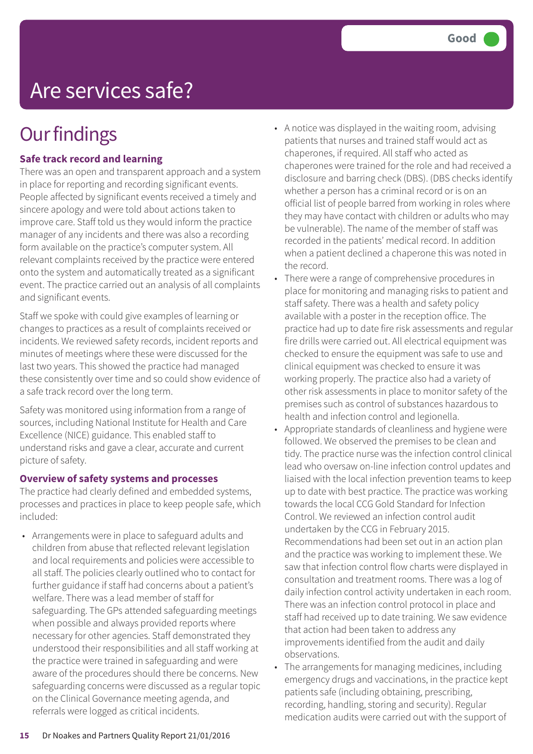Good

# Are services safe?

## Our findings

### Safe track record and learning

There was an open and transparent approach and a system in place for reporting and recording significant events. People affected by significant events received a timely and sincere apology and were told about actions taken to improve care. Staff told us they would inform the practice manager of any incidents and there was also a recording form available on the practice's computer system. All relevant complaints received by the practice were entered onto the system and automatically treated as a significant event. The practice carried out an analysis of all complaints and significant events.

Staff we spoke with could give examples of learning or changes to practices as a result of complaints received or incidents. We reviewed safety records, incident reports and minutes of meetings where these were discussed for the last two years. This showed the practice had managed these consistently over time and so could show evidence of a safe track record over the long term.

Safety was monitored using information from a range of sources, including National Institute for Health and Care Excellence (NICE) guidance. This enabled staff to understand risks and gave a clear, accurate and current picture of safety.

### Overview of safety systems and processes

The practice had clearly defined and embedded systems, processes and practices in place to keep people safe, which included:

- Arrangements were in place to safeguard adults and children from abuse that reflected relevant legislation and local requirements and policies were accessible to all staff. The policies clearly outlined who to contact for further guidance if staff had concerns about a patient's welfare. There was a lead member of staff for safeguarding. The GPs attended safeguarding meetings when possible and always provided reports where necessary for other agencies. Staff demonstrated they understood their responsibilities and all staff working at the practice were trained in safeguarding and were aware of the procedures should there be concerns. New safeguarding concerns were discussed as a regular topic on the Clinical Governance meeting agenda, and referrals were logged as critical incidents.
- A notice was displayed in the waiting room, advising patients that nurses and trained staff would act as chaperones, if required. All staff who acted as chaperones were trained for the role and had received a disclosure and barring check (DBS). (DBS checks identify whether a person has a criminal record or is on an official list of people barred from working in roles where they may have contact with children or adults who may be vulnerable). The name of the member of staff was recorded in the patients' medical record. In addition when a patient declined a chaperone this was noted in the record.
- There were a range of comprehensive procedures in place for monitoring and managing risks to patient and staff safety. There was a health and safety policy available with a poster in the reception office. The practice had up to date fire risk assessments and regular fire drills were carried out. All electrical equipment was checked to ensure the equipment was safe to use and clinical equipment was checked to ensure it was working properly. The practice also had a variety of other risk assessments in place to monitor safety of the premises such as control of substances hazardous to health and infection control and legionella.
- Appropriate standards of cleanliness and hygiene were followed. We observed the premises to be clean and tidy. The practice nurse was the infection control clinical lead who oversaw on-line infection control updates and liaised with the local infection prevention teams to keep up to date with best practice. The practice was working towards the local CCG Gold Standard for Infection Control. We reviewed an infection control audit undertaken by the CCG in February 2015. Recommendations had been set out in an action plan and the practice was working to implement these. We saw that infection control flow charts were displayed in consultation and treatment rooms. There was a log of daily infection control activity undertaken in each room. There was an infection control protocol in place and staff had received up to date training. We saw evidence that action had been taken to address any improvements identified from the audit and daily observations.
- The arrangements for managing medicines, including emergency drugs and vaccinations, in the practice kept patients safe (including obtaining, prescribing, recording, handling, storing and security). Regular medication audits were carried out with the support of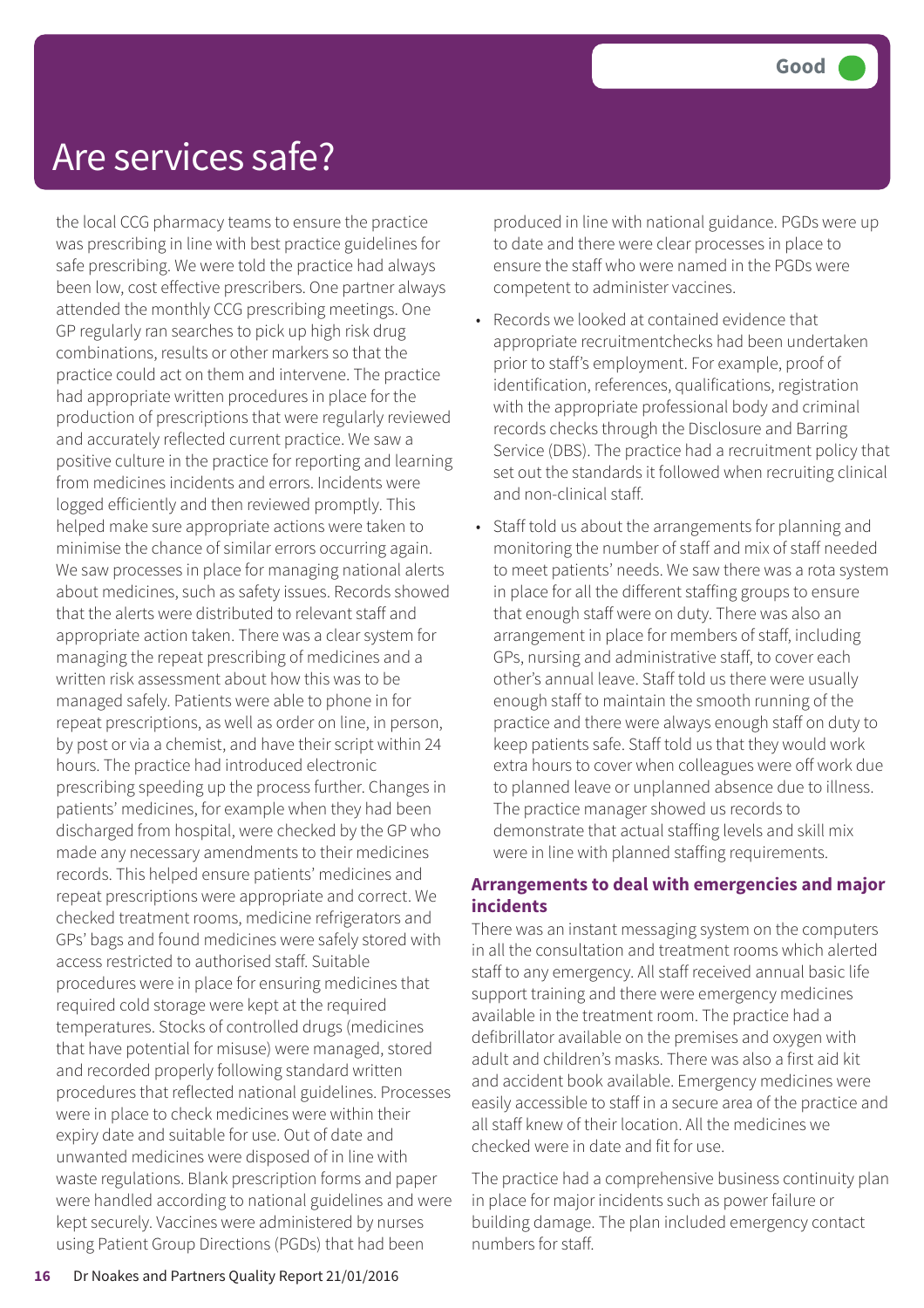# Are services safe?

**Good**

the local CCG pharmacy teams to ensure the practice was prescribing in line with best practice guidelines for safe prescribing. We were told the practice had always been low, cost effective prescribers. One partner always attended the monthly CCG prescribing meetings. One GP regularly ran searches to pick up high risk drug combinations, results or other markers so that the practice could act on them and intervene. The practice had appropriate written procedures in place for the production of prescriptions that were regularly reviewed and accurately reflected current practice. We saw a positive culture in the practice for reporting and learning from medicines incidents and errors. Incidents were logged efficiently and then reviewed promptly. This helped make sure appropriate actions were taken to minimise the chance of similar errors occurring again. We saw processes in place for managing national alerts about medicines, such as safety issues. Records showed that the alerts were distributed to relevant staff and appropriate action taken. There was a clear system for managing the repeat prescribing of medicines and a written risk assessment about how this was to be managed safely. Patients were able to phone in for repeat prescriptions, as well as order on line, in person, by post or via a chemist, and have their script within 24 hours. The practice had introduced electronic prescribing speeding up the process further. Changes in patients' medicines, for example when they had been discharged from hospital, were checked by the GP who made any necessary amendments to their medicines records. This helped ensure patients' medicines and repeat prescriptions were appropriate and correct. We checked treatment rooms, medicine refrigerators and GPs' bags and found medicines were safely stored with access restricted to authorised staff. Suitable procedures were in place for ensuring medicines that required cold storage were kept at the required temperatures. Stocks of controlled drugs (medicines that have potential for misuse) were managed, stored and recorded properly following standard written procedures that reflected national guidelines. Processes were in place to check medicines were within their expiry date and suitable for use. Out of date and unwanted medicines were disposed of in line with waste regulations. Blank prescription forms and paper were handled according to national guidelines and were kept securely. Vaccines were administered by nurses using Patient Group Directions (PGDs) that had been produced in line with national guidance. PGDs were up to date and there were clear processes in place to ensure the staff who were named in the PGDs were competent to administer vaccines.

- Records we looked at contained evidence that appropriate recruitmentchecks had been undertaken prior to staff's employment. For example, proof of identification, references, qualifications, registration with the appropriate professional body and criminal records checks through the Disclosure and Barring Service (DBS). The practice had a recruitment policy that set out the standards it followed when recruiting clinical and non-clinical staff.
- Staff told us about the arrangements for planning and monitoring the number of staff and mix of staff needed to meet patients' needs. We saw there was a rota system in place for all the different staffing groups to ensure that enough staff were on duty. There was also an arrangement in place for members of staff, including GPs, nursing and administrative staff, to cover each other's annual leave. Staff told us there were usually enough staff to maintain the smooth running of the practice and there were always enough staff on duty to keep patients safe. Staff told us that they would work extra hours to cover when colleagues were off work due to planned leave or unplanned absence due to illness. The practice manager showed us records to demonstrate that actual staffing levels and skill mix were in line with planned staffing requirements.

### Arrangements to deal with emergencies and major incidents

There was an instant messaging system on the computers in all the consultation and treatment rooms which alerted staff to any emergency. All staff received annual basic life support training and there were emergency medicines available in the treatment room. The practice had a defibrillator available on the premises and oxygen with adult and children's masks. There was also a first aid kit and accident book available. Emergency medicines were easily accessible to staff in a secure area of the practice and all staff knew of their location. All the medicines we checked were in date and fit for use.

The practice had a comprehensive business continuity plan in place for major incidents such as power failure or building damage. The plan included emergency contact numbers for staff.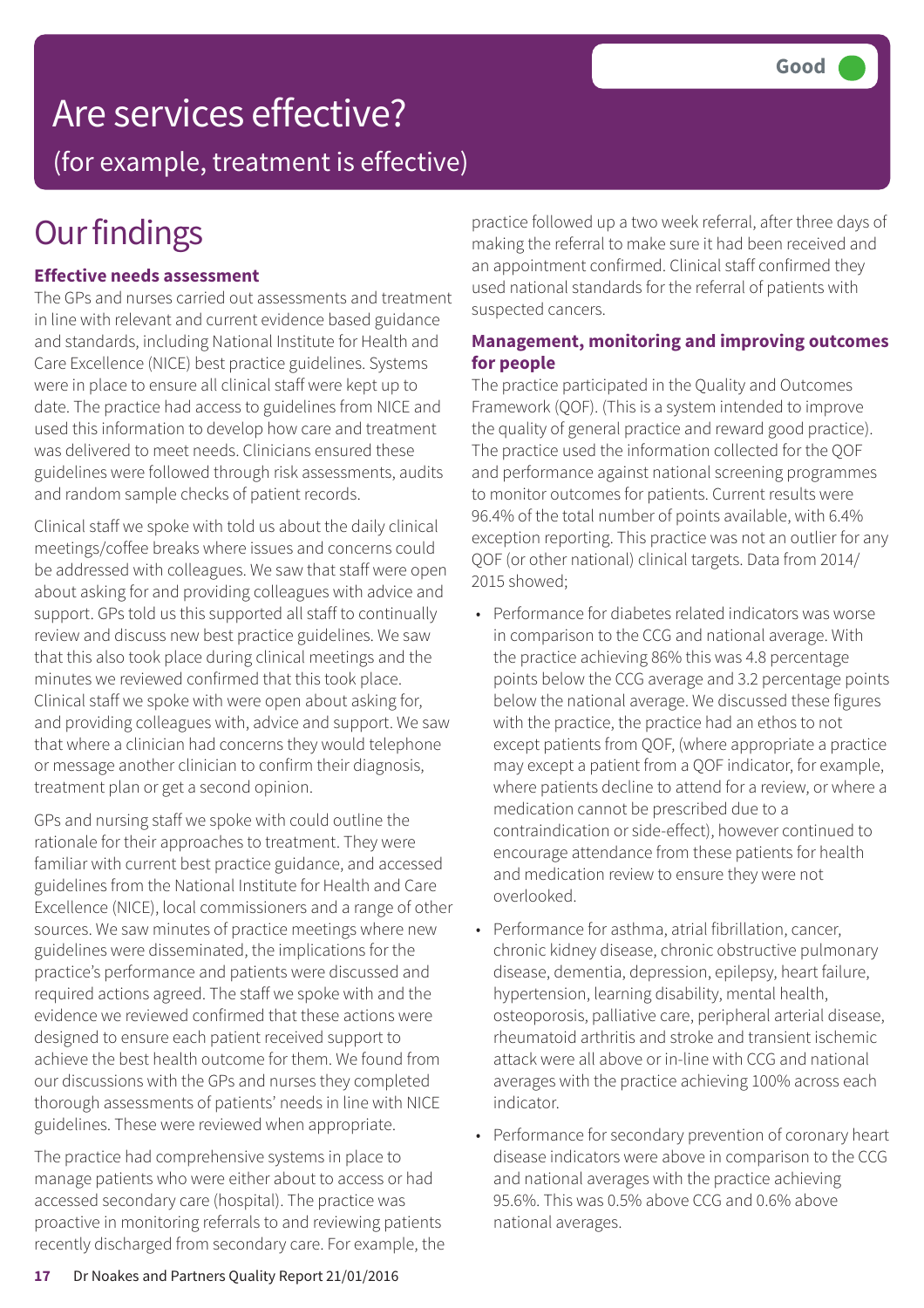# Are services effective?

(for example, treatment is effective)

**Good**

## Our findings

### Effective needs assessment

The GPs and nurses carried out assessments and treatment in line with relevant and current evidence based guidance and standards, including National Institute for Health and Care Excellence (NICE) best practice guidelines. Systems were in place to ensure all clinical staff were kept up to date. The practice had access to guidelines from NICE and used this information to develop how care and treatment was delivered to meet needs. Clinicians ensured these guidelines were followed through risk assessments, audits and random sample checks of patient records.

Clinical staff we spoke with told us about the daily clinical meetings/coffee breaks where issues and concerns could be addressed with colleagues. We saw that staff were open about asking for and providing colleagues with advice and support. GPs told us this supported all staff to continually review and discuss new best practice guidelines. We saw that this also took place during clinical meetings and the minutes we reviewed confirmed that this took place. Clinical staff we spoke with were open about asking for, and providing colleagues with, advice and support. We saw that where a clinician had concerns they would telephone or message another clinician to confirm their diagnosis, treatment plan or get a second opinion.

GPs and nursing staff we spoke with could outline the rationale for their approaches to treatment. They were familiar with current best practice guidance, and accessed guidelines from the National Institute for Health and Care Excellence (NICE), local commissioners and a range of other sources. We saw minutes of practice meetings where new guidelines were disseminated, the implications for the practice's performance and patients were discussed and required actions agreed. The staff we spoke with and the evidence we reviewed confirmed that these actions were designed to ensure each patient received support to achieve the best health outcome for them. We found from our discussions with the GPs and nurses they completed thorough assessments of patients' needs in line with NICE guidelines. These were reviewed when appropriate.

The practice had comprehensive systems in place to manage patients who were either about to access or had accessed secondary care (hospital). The practice was proactive in monitoring referrals to and reviewing patients recently discharged from secondary care. For example, the practice followed up a two week referral, after three days of making the referral to make sure it had been received and an appointment confirmed. Clinical staff confirmed they used national standards for the referral of patients with suspected cancers.

### Management, monitoring and improving outcomes for people

The practice participated in the Quality and Outcomes Framework (QOF). (This is a system intended to improve the quality of general practice and reward good practice). The practice used the information collected for the QOF and performance against national screening programmes to monitor outcomes for patients. Current results were 96.4% of the total number of points available, with 6.4% exception reporting. This practice was not an outlier for any QOF (or other national) clinical targets. Data from 2014/2015 showed;

- Performance for diabetes related indicators was worse in comparison to the CCG and national average. With the practice achieving 86% this was 4.8 percentage points below the CCG average and 3.2 percentage points below the national average. We discussed these figures with the practice, the practice had an ethos to not except patients from QOF, (where appropriate a practice may except a patient from a QOF indicator, for example, where patients decline to attend for a review, or where a medication cannot be prescribed due to a contraindication or side-effect), however continued to encourage attendance from these patients for health and medication review to ensure they were not overlooked.
- Performance for asthma, atrial fibrillation, cancer, chronic kidney disease, chronic obstructive pulmonary disease, dementia, depression, epilepsy, heart failure, hypertension, learning disability, mental health, osteoporosis, palliative care, peripheral arterial disease, rheumatoid arthritis and stroke and transient ischemic attack were all above or in-line with CCG and national averages with the practice achieving 100% across each indicator.
- Performance for secondary prevention of coronary heart disease indicators were above in comparison to the CCG and national averages with the practice achieving 95.6%. This was 0.5% above CCG and 0.6% above national averages.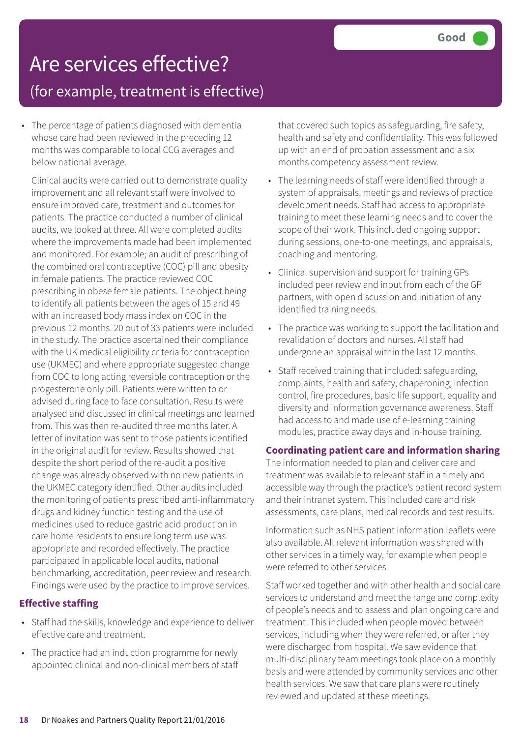# Are services effective?

## (for example, treatment is effective)

**Good**

- The percentage of patients diagnosed with dementia whose care had been reviewed in the preceding 12 months was comparable to local CCG averages and below national average.

Clinical audits were carried out to demonstrate quality improvement and all relevant staff were involved to ensure improved care, treatment and outcomes for patients. The practice conducted a number of clinical audits, we looked at three. All were completed audits where the improvements made had been implemented and monitored. For example; an audit of prescribing of the combined oral contraceptive (COC) pill and obesity in female patients. The practice reviewed COC prescribing in obese female patients. The object being to identify all patients between the ages of 15 and 49 with an increased body mass index on COC in the previous 12 months. 20 out of 33 patients were included in the study. The practice ascertained their compliance with the UK medical eligibility criteria for contraception use (UKMEC) and where appropriate suggested change from COC to long acting reversible contraception or the progesterone only pill. Patients were written to or advised during face to face consultation. Results were analysed and discussed in clinical meetings and learned from. This was then re-audited three months later. A letter of invitation was sent to those patients identified in the original audit for review. Results showed that despite the short period of the re-audit a positive change was already observed with no new patients in the UKMEC category identified. Other audits included the monitoring of patients prescribed anti-inflammatory drugs and kidney function testing and the use of medicines used to reduce gastric acid production in care home residents to ensure long term use was appropriate and recorded effectively. The practice participated in applicable local audits, national benchmarking, accreditation, peer review and research. Findings were used by the practice to improve services.

### Effective staffing

- Staff had the skills, knowledge and experience to deliver effective care and treatment.
- The practice had an induction programme for newly appointed clinical and non-clinical members of staff that covered such topics as safeguarding, fire safety, health and safety and confidentiality. This was followed up with an end of probation assessment and a six months competency assessment review.
- The learning needs of staff were identified through a system of appraisals, meetings and reviews of practice development needs. Staff had access to appropriate training to meet these learning needs and to cover the scope of their work. This included ongoing support during sessions, one-to-one meetings, and appraisals, coaching and mentoring.
- Clinical supervision and support for training GPs included peer review and input from each of the GP partners, with open discussion and initiation of any identified training needs.
- The practice was working to support the facilitation and revalidation of doctors and nurses. All staff had undergone an appraisal within the last 12 months.
- Staff received training that included: safeguarding, complaints, health and safety, chaperoning, infection control, fire procedures, basic life support, equality and diversity and information governance awareness. Staff had access to and made use of e-learning training modules, practice away days and in-house training.

### Coordinating patient care and information sharing

The information needed to plan and deliver care and treatment was available to relevant staff in a timely and accessible way through the practice's patient record system and their intranet system. This included care and risk assessments, care plans, medical records and test results.

Information such as NHS patient information leaflets were also available. All relevant information was shared with other services in a timely way, for example when people were referred to other services.

Staff worked together and with other health and social care services to understand and meet the range and complexity of people's needs and to assess and plan ongoing care and treatment. This included when people moved between services, including when they were referred, or after they were discharged from hospital. We saw evidence that multi-disciplinary team meetings took place on a monthly basis and were attended by community services and other health services. We saw that care plans were routinely reviewed and updated at these meetings.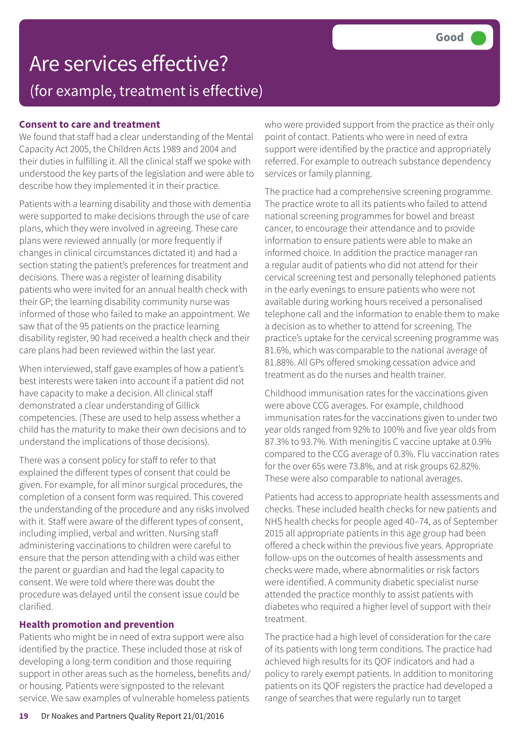# Are services effective?

## (for example, treatment is effective)

**Good**

### Consent to care and treatment

We found that staff had a clear understanding of the Mental Capacity Act 2005, the Children Acts 1989 and 2004 and their duties in fulfilling it. All the clinical staff we spoke with understood the key parts of the legislation and were able to describe how they implemented it in their practice.

Patients with a learning disability and those with dementia were supported to make decisions through the use of care plans, which they were involved in agreeing. These care plans were reviewed annually (or more frequently if changes in clinical circumstances dictated it) and had a section stating the patient's preferences for treatment and decisions. There was a register of learning disability patients who were invited for an annual health check with their GP; the learning disability community nurse was informed of those who failed to make an appointment. We saw that of the 95 patients on the practice learning disability register, 90 had received a health check and their care plans had been reviewed within the last year.

When interviewed, staff gave examples of how a patient's best interests were taken into account if a patient did not have capacity to make a decision. All clinical staff demonstrated a clear understanding of Gillick competencies. (These are used to help assess whether a child has the maturity to make their own decisions and to understand the implications of those decisions).

There was a consent policy for staff to refer to that explained the different types of consent that could be given. For example, for all minor surgical procedures, the completion of a consent form was required. This covered the understanding of the procedure and any risks involved with it. Staff were aware of the different types of consent, including implied, verbal and written. Nursing staff administering vaccinations to children were careful to ensure that the person attending with a child was either the parent or guardian and had the legal capacity to consent. We were told where there was doubt the procedure was delayed until the consent issue could be clarified.

### Health promotion and prevention

Patients who might be in need of extra support were also identified by the practice. These included those at risk of developing a long-term condition and those requiring support in other areas such as the homeless, benefits and/or housing. Patients were signposted to the relevant service. We saw examples of vulnerable homeless patients who were provided support from the practice as their only point of contact. Patients who were in need of extra support were identified by the practice and appropriately referred. For example to outreach substance dependency services or family planning.

The practice had a comprehensive screening programme. The practice wrote to all its patients who failed to attend national screening programmes for bowel and breast cancer, to encourage their attendance and to provide information to ensure patients were able to make an informed choice. In addition the practice manager ran a regular audit of patients who did not attend for their cervical screening test and personally telephoned patients in the early evenings to ensure patients who were not available during working hours received a personalised telephone call and the information to enable them to make a decision as to whether to attend for screening. The practice's uptake for the cervical screening programme was 81.6%, which was comparable to the national average of 81.88%. All GPs offered smoking cessation advice and treatment as do the nurses and health trainer.

Childhood immunisation rates for the vaccinations given were above CCG averages. For example, childhood immunisation rates for the vaccinations given to under two year olds ranged from 92% to 100% and five year olds from 87.3% to 93.7%. With meningitis C vaccine uptake at 0.9% compared to the CCG average of 0.3%. Flu vaccination rates for the over 65s were 73.8%, and at risk groups 62.82%. These were also comparable to national averages.

Patients had access to appropriate health assessments and checks. These included health checks for new patients and NHS health checks for people aged 40–74, as of September 2015 all appropriate patients in this age group had been offered a check within the previous five years. Appropriate follow-ups on the outcomes of health assessments and checks were made, where abnormalities or risk factors were identified. A community diabetic specialist nurse attended the practice monthly to assist patients with diabetes who required a higher level of support with their treatment.

The practice had a high level of consideration for the care of its patients with long term conditions. The practice had achieved high results for its QOF indicators and had a policy to rarely exempt patients. In addition to monitoring patients on its QOF registers the practice had developed a range of searches that were regularly run to target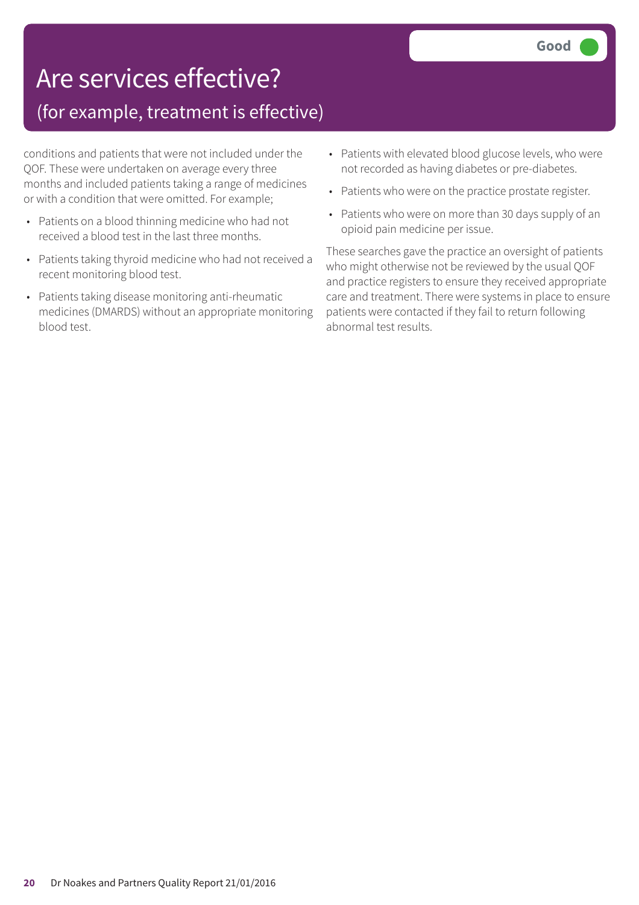# Are services effective?

## (for example, treatment is effective)

**Good**

conditions and patients that were not included under the QOF. These were undertaken on average every three months and included patients taking a range of medicines or with a condition that were omitted. For example;

- Patients on a blood thinning medicine who had not received a blood test in the last three months.
- Patients taking thyroid medicine who had not received a recent monitoring blood test.
- Patients taking disease monitoring anti-rheumatic medicines (DMARDS) without an appropriate monitoring blood test.
- Patients with elevated blood glucose levels, who were not recorded as having diabetes or pre-diabetes.
- Patients who were on the practice prostate register.
- Patients who were on more than 30 days supply of an opioid pain medicine per issue.

These searches gave the practice an oversight of patients who might otherwise not be reviewed by the usual QOF and practice registers to ensure they received appropriate care and treatment. There were systems in place to ensure patients were contacted if they fail to return following abnormal test results.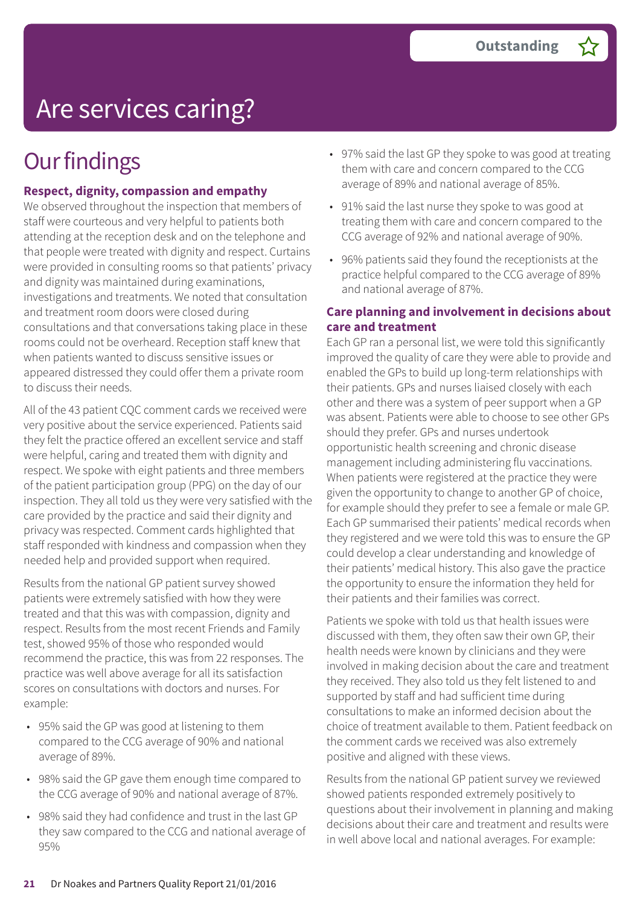# Are services caring?

**Outstanding** ☆

## Our findings

### Respect, dignity, compassion and empathy

We observed throughout the inspection that members of staff were courteous and very helpful to patients both attending at the reception desk and on the telephone and that people were treated with dignity and respect. Curtains were provided in consulting rooms so that patients' privacy and dignity was maintained during examinations, investigations and treatments. We noted that consultation and treatment room doors were closed during consultations and that conversations taking place in these rooms could not be overheard. Reception staff knew that when patients wanted to discuss sensitive issues or appeared distressed they could offer them a private room to discuss their needs.

All of the 43 patient CQC comment cards we received were very positive about the service experienced. Patients said they felt the practice offered an excellent service and staff were helpful, caring and treated them with dignity and respect. We spoke with eight patients and three members of the patient participation group (PPG) on the day of our inspection. They all told us they were very satisfied with the care provided by the practice and said their dignity and privacy was respected. Comment cards highlighted that staff responded with kindness and compassion when they needed help and provided support when required.

Results from the national GP patient survey showed patients were extremely satisfied with how they were treated and that this was with compassion, dignity and respect. Results from the most recent Friends and Family test, showed 95% of those who responded would recommend the practice, this was from 22 responses. The practice was well above average for all its satisfaction scores on consultations with doctors and nurses. For example:

- 95% said the GP was good at listening to them compared to the CCG average of 90% and national average of 89%.
- 98% said the GP gave them enough time compared to the CCG average of 90% and national average of 87%.
- 98% said they had confidence and trust in the last GP they saw compared to the CCG and national average of 95%
- 97% said the last GP they spoke to was good at treating them with care and concern compared to the CCG average of 89% and national average of 85%.
- 91% said the last nurse they spoke to was good at treating them with care and concern compared to the CCG average of 92% and national average of 90%.
- 96% patients said they found the receptionists at the practice helpful compared to the CCG average of 89% and national average of 87%.

### Care planning and involvement in decisions about care and treatment

Each GP ran a personal list, we were told this significantly improved the quality of care they were able to provide and enabled the GPs to build up long-term relationships with their patients. GPs and nurses liaised closely with each other and there was a system of peer support when a GP was absent. Patients were able to choose to see other GPs should they prefer. GPs and nurses undertook opportunistic health screening and chronic disease management including administering flu vaccinations. When patients were registered at the practice they were given the opportunity to change to another GP of choice, for example should they prefer to see a female or male GP. Each GP summarised their patients' medical records when they registered and we were told this was to ensure the GP could develop a clear understanding and knowledge of their patients' medical history. This also gave the practice the opportunity to ensure the information they held for their patients and their families was correct.

Patients we spoke with told us that health issues were discussed with them, they often saw their own GP, their health needs were known by clinicians and they were involved in making decision about the care and treatment they received. They also told us they felt listened to and supported by staff and had sufficient time during consultations to make an informed decision about the choice of treatment available to them. Patient feedback on the comment cards we received was also extremely positive and aligned with these views.

Results from the national GP patient survey we reviewed showed patients responded extremely positively to questions about their involvement in planning and making decisions about their care and treatment and results were in well above local and national averages. For example: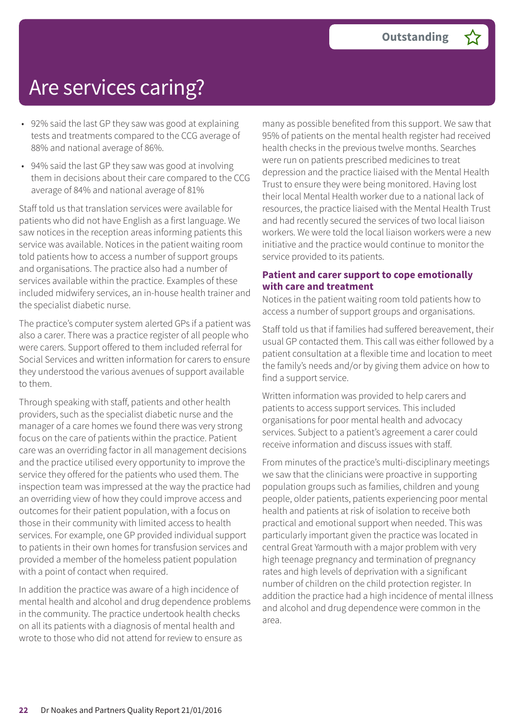# Are services caring?

**Outstanding** ☆

- 92% said the last GP they saw was good at explaining tests and treatments compared to the CCG average of 88% and national average of 86%.
- 94% said the last GP they saw was good at involving them in decisions about their care compared to the CCG average of 84% and national average of 81%

Staff told us that translation services were available for patients who did not have English as a first language. We saw notices in the reception areas informing patients this service was available. Notices in the patient waiting room told patients how to access a number of support groups and organisations. The practice also had a number of services available within the practice. Examples of these included midwifery services, an in-house health trainer and the specialist diabetic nurse.

The practice's computer system alerted GPs if a patient was also a carer. There was a practice register of all people who were carers. Support offered to them included referral for Social Services and written information for carers to ensure they understood the various avenues of support available to them.

Through speaking with staff, patients and other health providers, such as the specialist diabetic nurse and the manager of a care homes we found there was very strong focus on the care of patients within the practice. Patient care was an overriding factor in all management decisions and the practice utilised every opportunity to improve the service they offered for the patients who used them. The inspection team was impressed at the way the practice had an overriding view of how they could improve access and outcomes for their patient population, with a focus on those in their community with limited access to health services. For example, one GP provided individual support to patients in their own homes for transfusion services and provided a member of the homeless patient population with a point of contact when required.

In addition the practice was aware of a high incidence of mental health and alcohol and drug dependence problems in the community. The practice undertook health checks on all its patients with a diagnosis of mental health and wrote to those who did not attend for review to ensure as many as possible benefited from this support. We saw that 95% of patients on the mental health register had received health checks in the previous twelve months. Searches were run on patients prescribed medicines to treat depression and the practice liaised with the Mental Health Trust to ensure they were being monitored. Having lost their local Mental Health worker due to a national lack of resources, the practice liaised with the Mental Health Trust and had recently secured the services of two local liaison workers. We were told the local liaison workers were a new initiative and the practice would continue to monitor the service provided to its patients.

### Patient and carer support to cope emotionally with care and treatment

Notices in the patient waiting room told patients how to access a number of support groups and organisations.

Staff told us that if families had suffered bereavement, their usual GP contacted them. This call was either followed by a patient consultation at a flexible time and location to meet the family's needs and/or by giving them advice on how to find a support service.

Written information was provided to help carers and patients to access support services. This included organisations for poor mental health and advocacy services. Subject to a patient's agreement a carer could receive information and discuss issues with staff.

From minutes of the practice's multi-disciplinary meetings we saw that the clinicians were proactive in supporting population groups such as families, children and young people, older patients, patients experiencing poor mental health and patients at risk of isolation to receive both practical and emotional support when needed. This was particularly important given the practice was located in central Great Yarmouth with a major problem with very high teenage pregnancy and termination of pregnancy rates and high levels of deprivation with a significant number of children on the child protection register. In addition the practice had a high incidence of mental illness and alcohol and drug dependence were common in the area.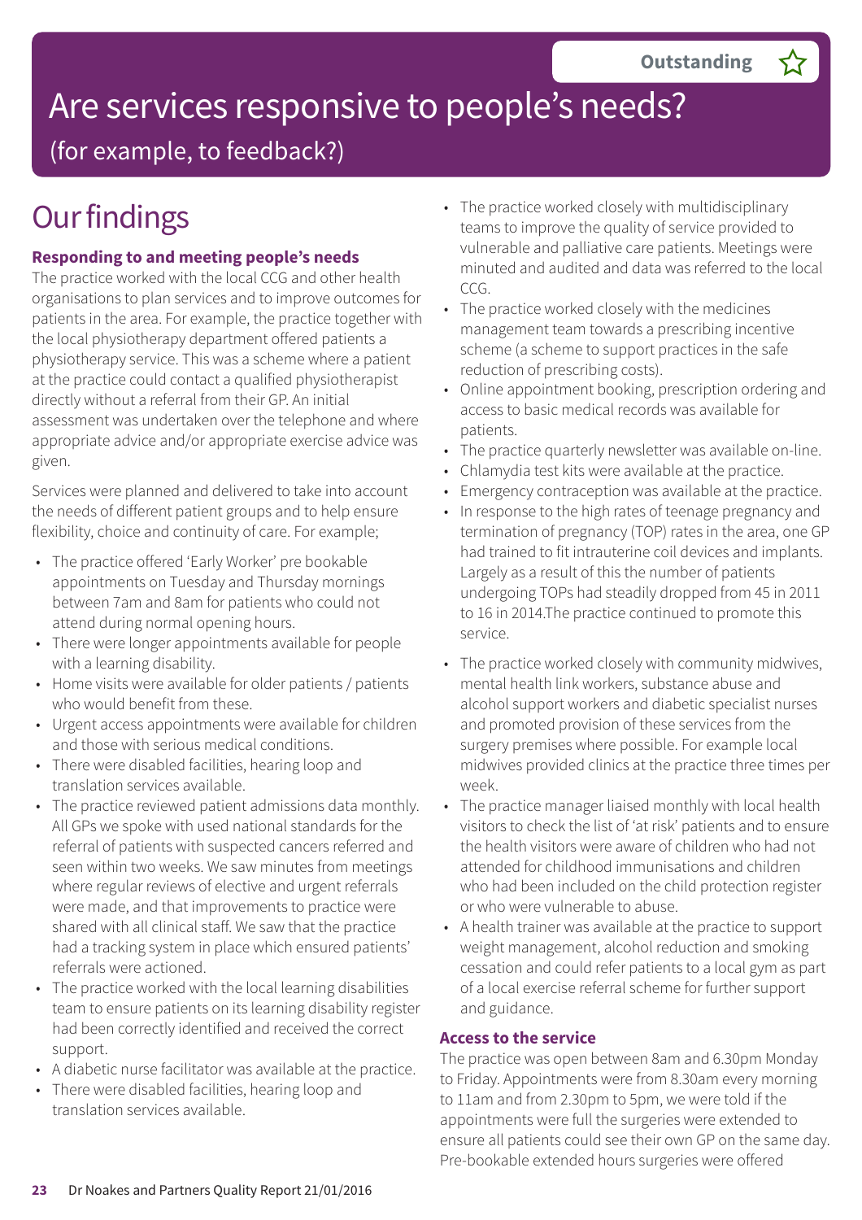Outstanding ☆

# Are services responsive to people's needs?

(for example, to feedback?)

# Our findings

### Responding to and meeting people's needs

The practice worked with the local CCG and other health organisations to plan services and to improve outcomes for patients in the area. For example, the practice together with the local physiotherapy department offered patients a physiotherapy service. This was a scheme where a patient at the practice could contact a qualified physiotherapist directly without a referral from their GP. An initial assessment was undertaken over the telephone and where appropriate advice and/or appropriate exercise advice was given.

Services were planned and delivered to take into account the needs of different patient groups and to help ensure flexibility, choice and continuity of care. For example;

- The practice offered 'Early Worker' pre bookable appointments on Tuesday and Thursday mornings between 7am and 8am for patients who could not attend during normal opening hours.
- There were longer appointments available for people with a learning disability.
- Home visits were available for older patients / patients who would benefit from these.
- Urgent access appointments were available for children and those with serious medical conditions.
- There were disabled facilities, hearing loop and translation services available.
- The practice reviewed patient admissions data monthly. All GPs we spoke with used national standards for the referral of patients with suspected cancers referred and seen within two weeks. We saw minutes from meetings where regular reviews of elective and urgent referrals were made, and that improvements to practice were shared with all clinical staff. We saw that the practice had a tracking system in place which ensured patients' referrals were actioned.
- The practice worked with the local learning disabilities team to ensure patients on its learning disability register had been correctly identified and received the correct support.
- A diabetic nurse facilitator was available at the practice.
- There were disabled facilities, hearing loop and translation services available.
- The practice worked closely with multidisciplinary teams to improve the quality of service provided to vulnerable and palliative care patients. Meetings were minuted and audited and data was referred to the local CCG.
- The practice worked closely with the medicines management team towards a prescribing incentive scheme (a scheme to support practices in the safe reduction of prescribing costs).
- Online appointment booking, prescription ordering and access to basic medical records was available for patients.
- The practice quarterly newsletter was available on-line.
- Chlamydia test kits were available at the practice.
- Emergency contraception was available at the practice.
- In response to the high rates of teenage pregnancy and termination of pregnancy (TOP) rates in the area, one GP had trained to fit intrauterine coil devices and implants. Largely as a result of this the number of patients undergoing TOPs had steadily dropped from 45 in 2011 to 16 in 2014.The practice continued to promote this service.
- The practice worked closely with community midwives, mental health link workers, substance abuse and alcohol support workers and diabetic specialist nurses and promoted provision of these services from the surgery premises where possible. For example local midwives provided clinics at the practice three times per week.
- The practice manager liaised monthly with local health visitors to check the list of 'at risk' patients and to ensure the health visitors were aware of children who had not attended for childhood immunisations and children who had been included on the child protection register or who were vulnerable to abuse.
- A health trainer was available at the practice to support weight management, alcohol reduction and smoking cessation and could refer patients to a local gym as part of a local exercise referral scheme for further support and guidance.

### Access to the service

The practice was open between 8am and 6.30pm Monday to Friday. Appointments were from 8.30am every morning to 11am and from 2.30pm to 5pm, we were told if the appointments were full the surgeries were extended to ensure all patients could see their own GP on the same day. Pre-bookable extended hours surgeries were offered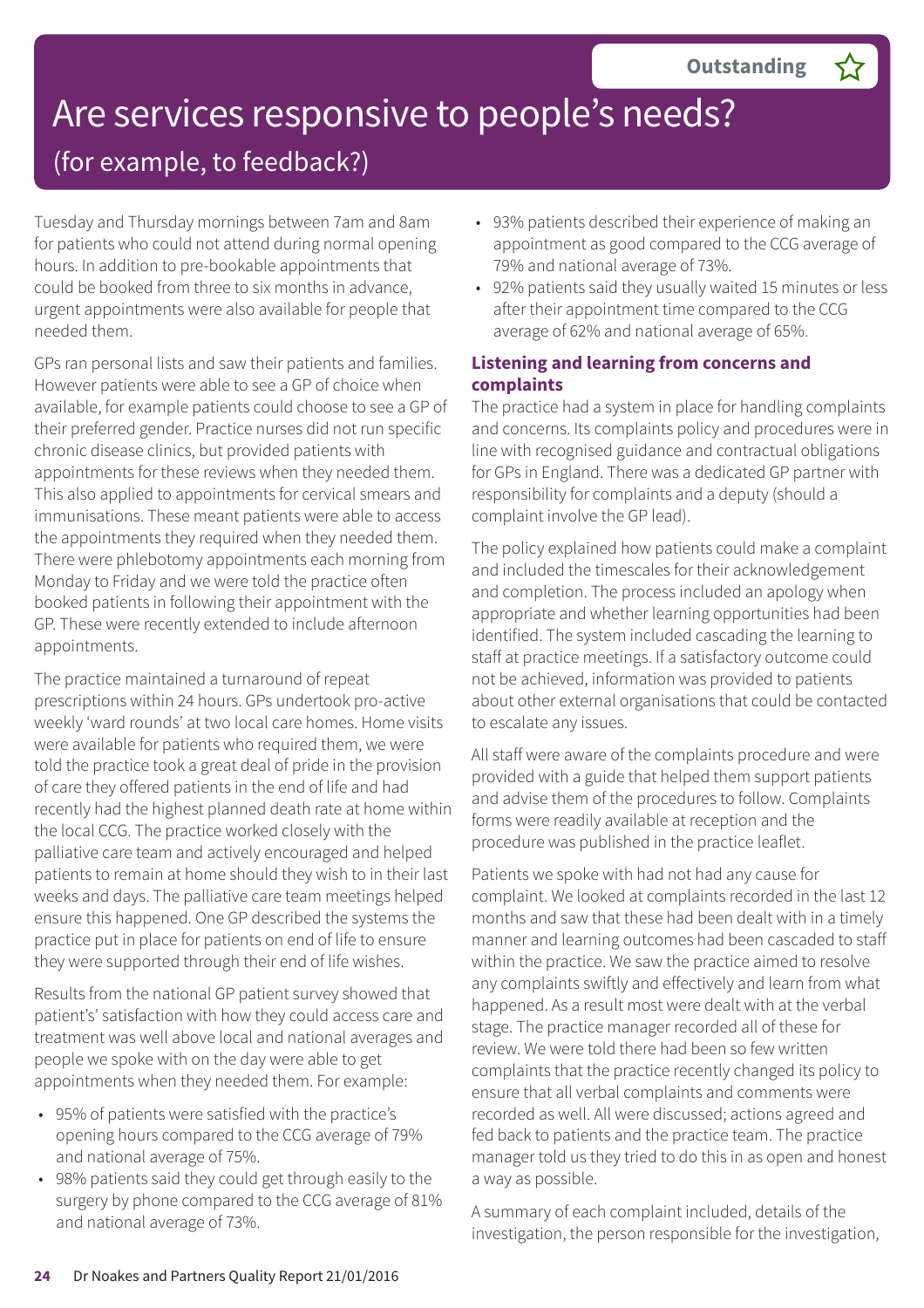Outstanding ☆

# Are services responsive to people's needs?

## (for example, to feedback?)

Tuesday and Thursday mornings between 7am and 8am for patients who could not attend during normal opening hours. In addition to pre-bookable appointments that could be booked from three to six months in advance, urgent appointments were also available for people that needed them.

GPs ran personal lists and saw their patients and families. However patients were able to see a GP of choice when available, for example patients could choose to see a GP of their preferred gender. Practice nurses did not run specific chronic disease clinics, but provided patients with appointments for these reviews when they needed them. This also applied to appointments for cervical smears and immunisations. These meant patients were able to access the appointments they required when they needed them. There were phlebotomy appointments each morning from Monday to Friday and we were told the practice often booked patients in following their appointment with the GP. These were recently extended to include afternoon appointments.

The practice maintained a turnaround of repeat prescriptions within 24 hours. GPs undertook pro-active weekly 'ward rounds' at two local care homes. Home visits were available for patients who required them, we were told the practice took a great deal of pride in the provision of care they offered patients in the end of life and had recently had the highest planned death rate at home within the local CCG. The practice worked closely with the palliative care team and actively encouraged and helped patients to remain at home should they wish to in their last weeks and days. The palliative care team meetings helped ensure this happened. One GP described the systems the practice put in place for patients on end of life to ensure they were supported through their end of life wishes.

Results from the national GP patient survey showed that patient's' satisfaction with how they could access care and treatment was well above local and national averages and people we spoke with on the day were able to get appointments when they needed them. For example:

- 95% of patients were satisfied with the practice's opening hours compared to the CCG average of 79% and national average of 75%.
- 98% patients said they could get through easily to the surgery by phone compared to the CCG average of 81% and national average of 73%.
- 93% patients described their experience of making an appointment as good compared to the CCG average of 79% and national average of 73%.
- 92% patients said they usually waited 15 minutes or less after their appointment time compared to the CCG average of 62% and national average of 65%.

### Listening and learning from concerns and complaints

The practice had a system in place for handling complaints and concerns. Its complaints policy and procedures were in line with recognised guidance and contractual obligations for GPs in England. There was a dedicated GP partner with responsibility for complaints and a deputy (should a complaint involve the GP lead).

The policy explained how patients could make a complaint and included the timescales for their acknowledgement and completion. The process included an apology when appropriate and whether learning opportunities had been identified. The system included cascading the learning to staff at practice meetings. If a satisfactory outcome could not be achieved, information was provided to patients about other external organisations that could be contacted to escalate any issues.

All staff were aware of the complaints procedure and were provided with a guide that helped them support patients and advise them of the procedures to follow. Complaints forms were readily available at reception and the procedure was published in the practice leaflet.

Patients we spoke with had not had any cause for complaint. We looked at complaints recorded in the last 12 months and saw that these had been dealt with in a timely manner and learning outcomes had been cascaded to staff within the practice. We saw the practice aimed to resolve any complaints swiftly and effectively and learn from what happened. As a result most were dealt with at the verbal stage. The practice manager recorded all of these for review. We were told there had been so few written complaints that the practice recently changed its policy to ensure that all verbal complaints and comments were recorded as well. All were discussed; actions agreed and fed back to patients and the practice team. The practice manager told us they tried to do this in as open and honest a way as possible.

A summary of each complaint included, details of the investigation, the person responsible for the investigation,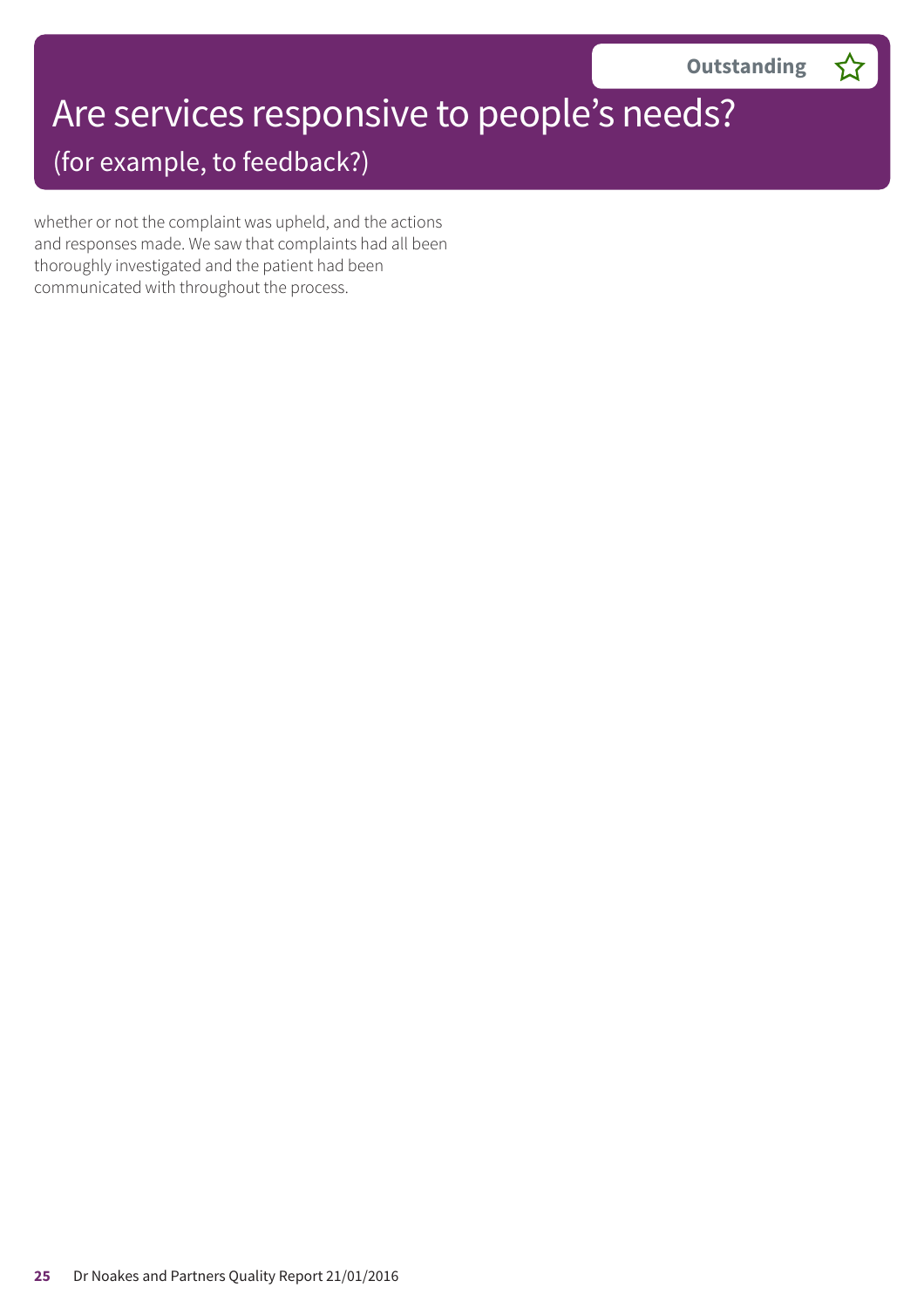# Are services responsive to people's needs?

## (for example, to feedback?)

**Outstanding** ☆

whether or not the complaint was upheld, and the actions and responses made. We saw that complaints had all been thoroughly investigated and the patient had been communicated with throughout the process.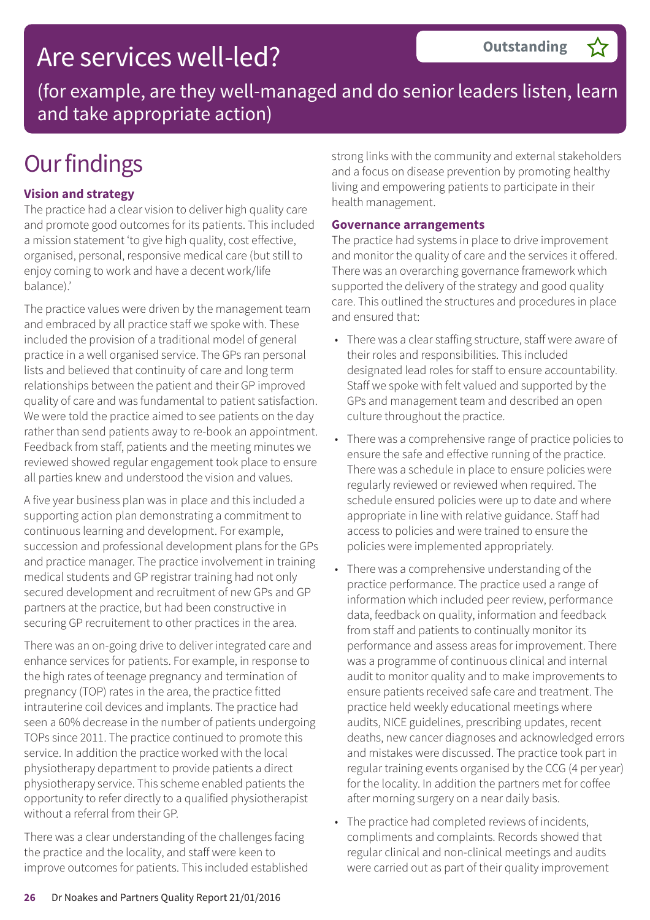# Are services well-led?

**Outstanding** ☆

(for example, are they well-managed and do senior leaders listen, learn and take appropriate action)

## Our findings

### Vision and strategy

The practice had a clear vision to deliver high quality care and promote good outcomes for its patients. This included a mission statement 'to give high quality, cost effective, organised, personal, responsive medical care (but still to enjoy coming to work and have a decent work/life balance).'

The practice values were driven by the management team and embraced by all practice staff we spoke with. These included the provision of a traditional model of general practice in a well organised service. The GPs ran personal lists and believed that continuity of care and long term relationships between the patient and their GP improved quality of care and was fundamental to patient satisfaction. We were told the practice aimed to see patients on the day rather than send patients away to re-book an appointment. Feedback from staff, patients and the meeting minutes we reviewed showed regular engagement took place to ensure all parties knew and understood the vision and values.

A five year business plan was in place and this included a supporting action plan demonstrating a commitment to continuous learning and development. For example, succession and professional development plans for the GPs and practice manager. The practice involvement in training medical students and GP registrar training had not only secured development and recruitment of new GPs and GP partners at the practice, but had been constructive in securing GP recruitement to other practices in the area.

There was an on-going drive to deliver integrated care and enhance services for patients. For example, in response to the high rates of teenage pregnancy and termination of pregnancy (TOP) rates in the area, the practice fitted intrauterine coil devices and implants. The practice had seen a 60% decrease in the number of patients undergoing TOPs since 2011. The practice continued to promote this service. In addition the practice worked with the local physiotherapy department to provide patients a direct physiotherapy service. This scheme enabled patients the opportunity to refer directly to a qualified physiotherapist without a referral from their GP.

There was a clear understanding of the challenges facing the practice and the locality, and staff were keen to improve outcomes for patients. This included established strong links with the community and external stakeholders and a focus on disease prevention by promoting healthy living and empowering patients to participate in their health management.

### Governance arrangements

The practice had systems in place to drive improvement and monitor the quality of care and the services it offered. There was an overarching governance framework which supported the delivery of the strategy and good quality care. This outlined the structures and procedures in place and ensured that:

- There was a clear staffing structure, staff were aware of their roles and responsibilities. This included designated lead roles for staff to ensure accountability. Staff we spoke with felt valued and supported by the GPs and management team and described an open culture throughout the practice.
- There was a comprehensive range of practice policies to ensure the safe and effective running of the practice. There was a schedule in place to ensure policies were regularly reviewed or reviewed when required. The schedule ensured policies were up to date and where appropriate in line with relative guidance. Staff had access to policies and were trained to ensure the policies were implemented appropriately.
- There was a comprehensive understanding of the practice performance. The practice used a range of information which included peer review, performance data, feedback on quality, information and feedback from staff and patients to continually monitor its performance and assess areas for improvement. There was a programme of continuous clinical and internal audit to monitor quality and to make improvements to ensure patients received safe care and treatment. The practice held weekly educational meetings where audits, NICE guidelines, prescribing updates, recent deaths, new cancer diagnoses and acknowledged errors and mistakes were discussed. The practice took part in regular training events organised by the CCG (4 per year) for the locality. In addition the partners met for coffee after morning surgery on a near daily basis.
- The practice had completed reviews of incidents, compliments and complaints. Records showed that regular clinical and non-clinical meetings and audits were carried out as part of their quality improvement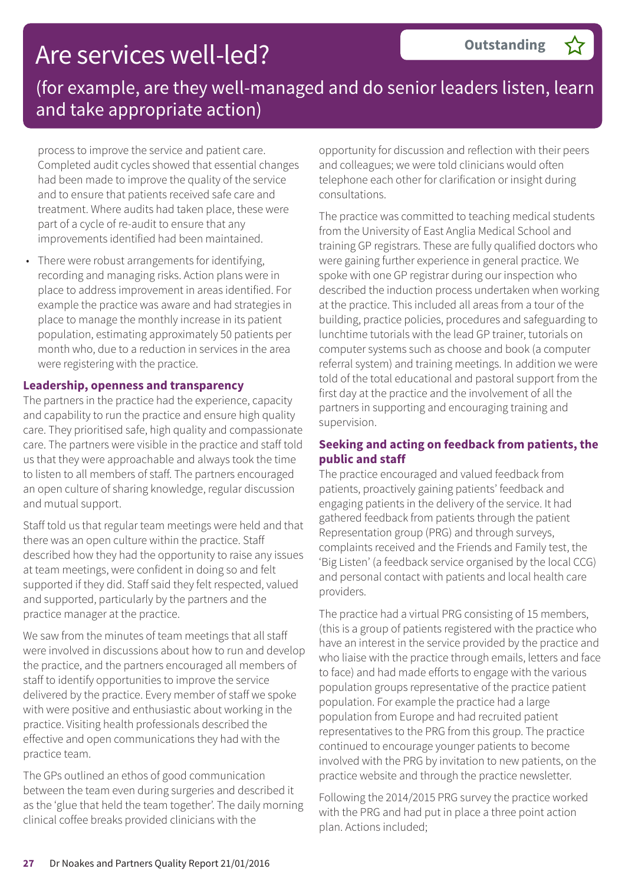# Are services well-led?

**Outstanding** ☆

(for example, are they well-managed and do senior leaders listen, learn and take appropriate action)

process to improve the service and patient care. Completed audit cycles showed that essential changes had been made to improve the quality of the service and to ensure that patients received safe care and treatment. Where audits had taken place, these were part of a cycle of re-audit to ensure that any improvements identified had been maintained.

- There were robust arrangements for identifying, recording and managing risks. Action plans were in place to address improvement in areas identified. For example the practice was aware and had strategies in place to manage the monthly increase in its patient population, estimating approximately 50 patients per month who, due to a reduction in services in the area were registering with the practice.

**Leadership, openness and transparency**

The partners in the practice had the experience, capacity and capability to run the practice and ensure high quality care. They prioritised safe, high quality and compassionate care. The partners were visible in the practice and staff told us that they were approachable and always took the time to listen to all members of staff. The partners encouraged an open culture of sharing knowledge, regular discussion and mutual support.

Staff told us that regular team meetings were held and that there was an open culture within the practice. Staff described how they had the opportunity to raise any issues at team meetings, were confident in doing so and felt supported if they did. Staff said they felt respected, valued and supported, particularly by the partners and the practice manager at the practice.

We saw from the minutes of team meetings that all staff were involved in discussions about how to run and develop the practice, and the partners encouraged all members of staff to identify opportunities to improve the service delivered by the practice. Every member of staff we spoke with were positive and enthusiastic about working in the practice. Visiting health professionals described the effective and open communications they had with the practice team.

The GPs outlined an ethos of good communication between the team even during surgeries and described it as the 'glue that held the team together'. The daily morning clinical coffee breaks provided clinicians with the opportunity for discussion and reflection with their peers and colleagues; we were told clinicians would often telephone each other for clarification or insight during consultations.

The practice was committed to teaching medical students from the University of East Anglia Medical School and training GP registrars. These are fully qualified doctors who were gaining further experience in general practice. We spoke with one GP registrar during our inspection who described the induction process undertaken when working at the practice. This included all areas from a tour of the building, practice policies, procedures and safeguarding to lunchtime tutorials with the lead GP trainer, tutorials on computer systems such as choose and book (a computer referral system) and training meetings. In addition we were told of the total educational and pastoral support from the first day at the practice and the involvement of all the partners in supporting and encouraging training and supervision.

**Seeking and acting on feedback from patients, the public and staff**

The practice encouraged and valued feedback from patients, proactively gaining patients' feedback and engaging patients in the delivery of the service. It had gathered feedback from patients through the patient Representation group (PRG) and through surveys, complaints received and the Friends and Family test, the 'Big Listen' (a feedback service organised by the local CCG) and personal contact with patients and local health care providers.

The practice had a virtual PRG consisting of 15 members, (this is a group of patients registered with the practice who have an interest in the service provided by the practice and who liaise with the practice through emails, letters and face to face) and had made efforts to engage with the various population groups representative of the practice patient population. For example the practice had a large population from Europe and had recruited patient representatives to the PRG from this group. The practice continued to encourage younger patients to become involved with the PRG by invitation to new patients, on the practice website and through the practice newsletter.

Following the 2014/2015 PRG survey the practice worked with the PRG and had put in place a three point action plan. Actions included;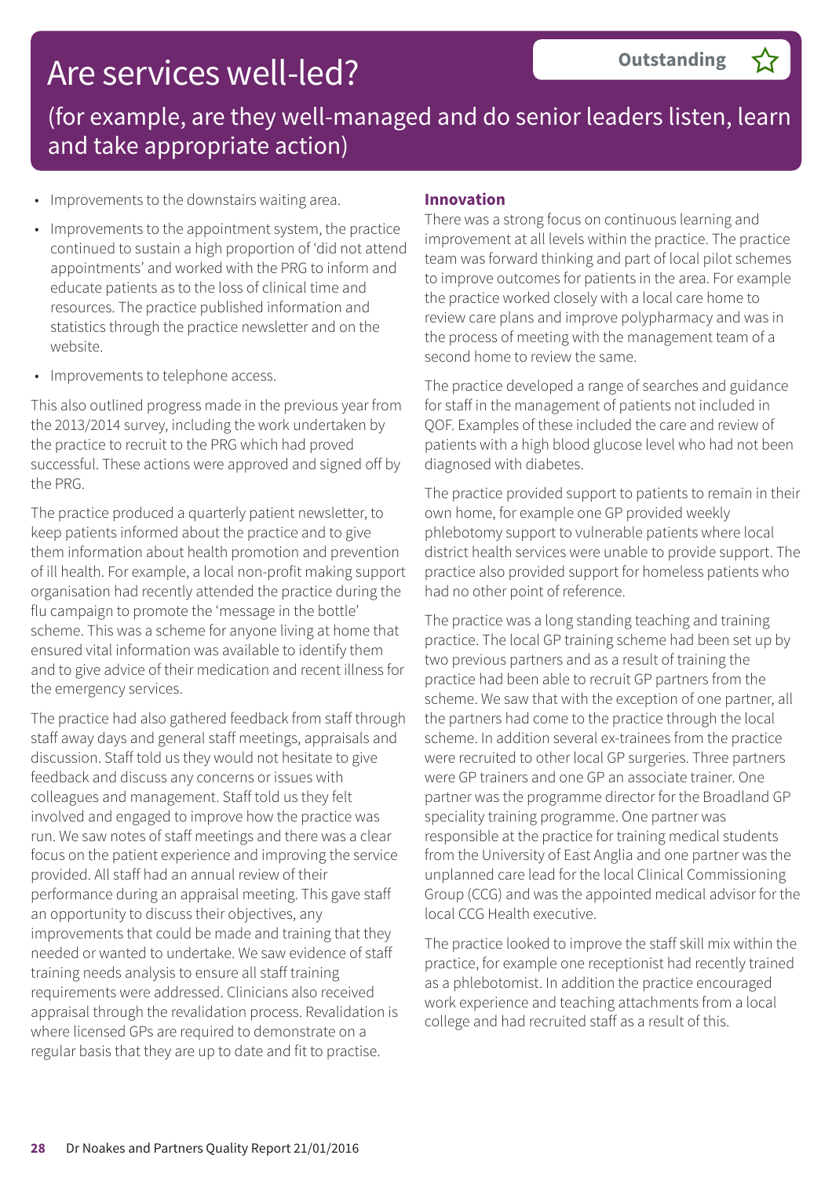# Are services well-led?

**Outstanding** ☆

(for example, are they well-managed and do senior leaders listen, learn and take appropriate action)

- Improvements to the downstairs waiting area.
- Improvements to the appointment system, the practice continued to sustain a high proportion of 'did not attend appointments' and worked with the PRG to inform and educate patients as to the loss of clinical time and resources. The practice published information and statistics through the practice newsletter and on the website.
- Improvements to telephone access.

This also outlined progress made in the previous year from the 2013/2014 survey, including the work undertaken by the practice to recruit to the PRG which had proved successful. These actions were approved and signed off by the PRG.

The practice produced a quarterly patient newsletter, to keep patients informed about the practice and to give them information about health promotion and prevention of ill health. For example, a local non-profit making support organisation had recently attended the practice during the flu campaign to promote the 'message in the bottle' scheme. This was a scheme for anyone living at home that ensured vital information was available to identify them and to give advice of their medication and recent illness for the emergency services.

The practice had also gathered feedback from staff through staff away days and general staff meetings, appraisals and discussion. Staff told us they would not hesitate to give feedback and discuss any concerns or issues with colleagues and management. Staff told us they felt involved and engaged to improve how the practice was run. We saw notes of staff meetings and there was a clear focus on the patient experience and improving the service provided. All staff had an annual review of their performance during an appraisal meeting. This gave staff an opportunity to discuss their objectives, any improvements that could be made and training that they needed or wanted to undertake. We saw evidence of staff training needs analysis to ensure all staff training requirements were addressed. Clinicians also received appraisal through the revalidation process. Revalidation is where licensed GPs are required to demonstrate on a regular basis that they are up to date and fit to practise.

### Innovation

There was a strong focus on continuous learning and improvement at all levels within the practice. The practice team was forward thinking and part of local pilot schemes to improve outcomes for patients in the area. For example the practice worked closely with a local care home to review care plans and improve polypharmacy and was in the process of meeting with the management team of a second home to review the same.

The practice developed a range of searches and guidance for staff in the management of patients not included in QOF. Examples of these included the care and review of patients with a high blood glucose level who had not been diagnosed with diabetes.

The practice provided support to patients to remain in their own home, for example one GP provided weekly phlebotomy support to vulnerable patients where local district health services were unable to provide support. The practice also provided support for homeless patients who had no other point of reference.

The practice was a long standing teaching and training practice. The local GP training scheme had been set up by two previous partners and as a result of training the practice had been able to recruit GP partners from the scheme. We saw that with the exception of one partner, all the partners had come to the practice through the local scheme. In addition several ex-trainees from the practice were recruited to other local GP surgeries. Three partners were GP trainers and one GP an associate trainer. One partner was the programme director for the Broadland GP speciality training programme. One partner was responsible at the practice for training medical students from the University of East Anglia and one partner was the unplanned care lead for the local Clinical Commissioning Group (CCG) and was the appointed medical advisor for the local CCG Health executive.

The practice looked to improve the staff skill mix within the practice, for example one receptionist had recently trained as a phlebotomist. In addition the practice encouraged work experience and teaching attachments from a local college and had recruited staff as a result of this.